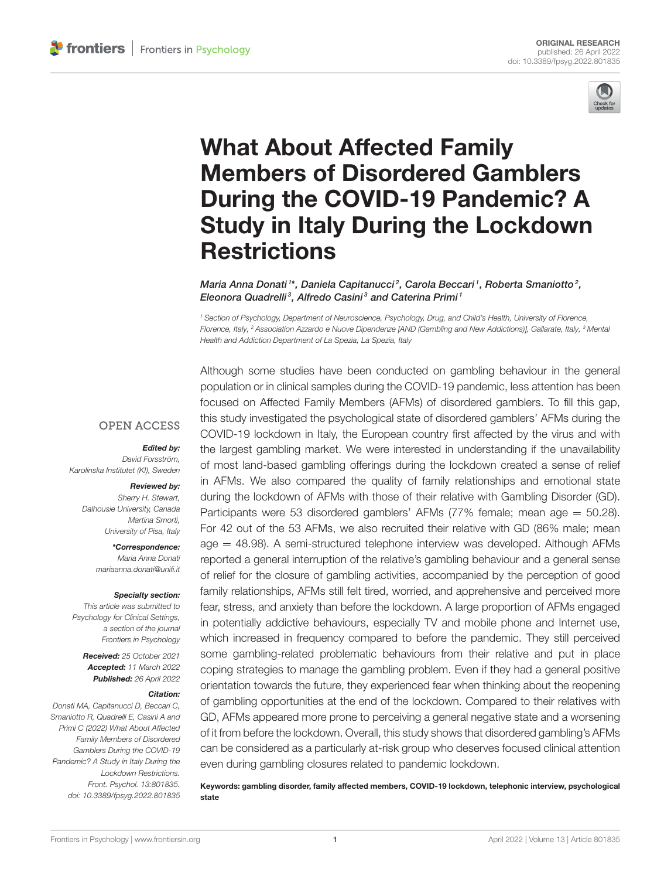ORIGINAL RESEARCH
published: 26 April 2022
doi: 10.3389/fpsyg.2022.801835

# What About Affected Family Members of Disordered Gamblers During the COVID-19 Pandemic? A Study in Italy During the Lockdown Restrictions

*Maria Anna Donati[1]\*, Daniela Capitanucci[2], Carola Beccari[1], Roberta Smaniotto[2], Eleonora Quadrelli[3], Alfredo Casini[3] and Caterina Primi[1]*

[1] Section of Psychology, Department of Neuroscience, Psychology, Drug, and Child's Health, University of Florence, Florence, Italy, [2] Association Azzardo e Nuove Dipendenze [AND (Gambling and New Addictions)], Gallarate, Italy, [3] Mental Health and Addiction Department of La Spezia, La Spezia, Italy

Although some studies have been conducted on gambling behaviour in the general population or in clinical samples during the COVID-19 pandemic, less attention has been focused on Affected Family Members (AFMs) of disordered gamblers. To fill this gap, this study investigated the psychological state of disordered gamblers' AFMs during the COVID-19 lockdown in Italy, the European country first affected by the virus and with the largest gambling market. We were interested in understanding if the unavailability of most land-based gambling offerings during the lockdown created a sense of relief in AFMs. We also compared the quality of family relationships and emotional state during the lockdown of AFMs with those of their relative with Gambling Disorder (GD). Participants were 53 disordered gamblers' AFMs (77% female; mean age = 50.28). For 42 out of the 53 AFMs, we also recruited their relative with GD (86% male; mean age = 48.98). A semi-structured telephone interview was developed. Although AFMs reported a general interruption of the relative's gambling behaviour and a general sense of relief for the closure of gambling activities, accompanied by the perception of good family relationships, AFMs still felt tired, worried, and apprehensive and perceived more fear, stress, and anxiety than before the lockdown. A large proportion of AFMs engaged in potentially addictive behaviours, especially TV and mobile phone and Internet use, which increased in frequency compared to before the pandemic. They still perceived some gambling-related problematic behaviours from their relative and put in place coping strategies to manage the gambling problem. Even if they had a general positive orientation towards the future, they experienced fear when thinking about the reopening of gambling opportunities at the end of the lockdown. Compared to their relatives with GD, AFMs appeared more prone to perceiving a general negative state and a worsening of it from before the lockdown. Overall, this study shows that disordered gambling's AFMs can be considered as a particularly at-risk group who deserves focused clinical attention even during gambling closures related to pandemic lockdown.

**Keywords: gambling disorder, family affected members, COVID-19 lockdown, telephonic interview, psychological state**

OPEN ACCESS

***Edited by:***
*David Forsström,*
*Karolinska Institutet (KI), Sweden*

***Reviewed by:***
*Sherry H. Stewart,*
*Dalhousie University, Canada*
*Martina Smorti,*
*University of Pisa, Italy*

***\*Correspondence:***
*Maria Anna Donati*
*mariaanna.donati@unifi.it*

***Specialty section:***
*This article was submitted to Psychology for Clinical Settings, a section of the journal Frontiers in Psychology*

***Received:*** *25 October 2021*
***Accepted:*** *11 March 2022*
***Published:*** *26 April 2022*

***Citation:***
*Donati MA, Capitanucci D, Beccari C, Smaniotto R, Quadrelli E, Casini A and Primi C (2022) What About Affected Family Members of Disordered Gamblers During the COVID-19 Pandemic? A Study in Italy During the Lockdown Restrictions. Front. Psychol. 13:801835. doi: 10.3389/fpsyg.2022.801835*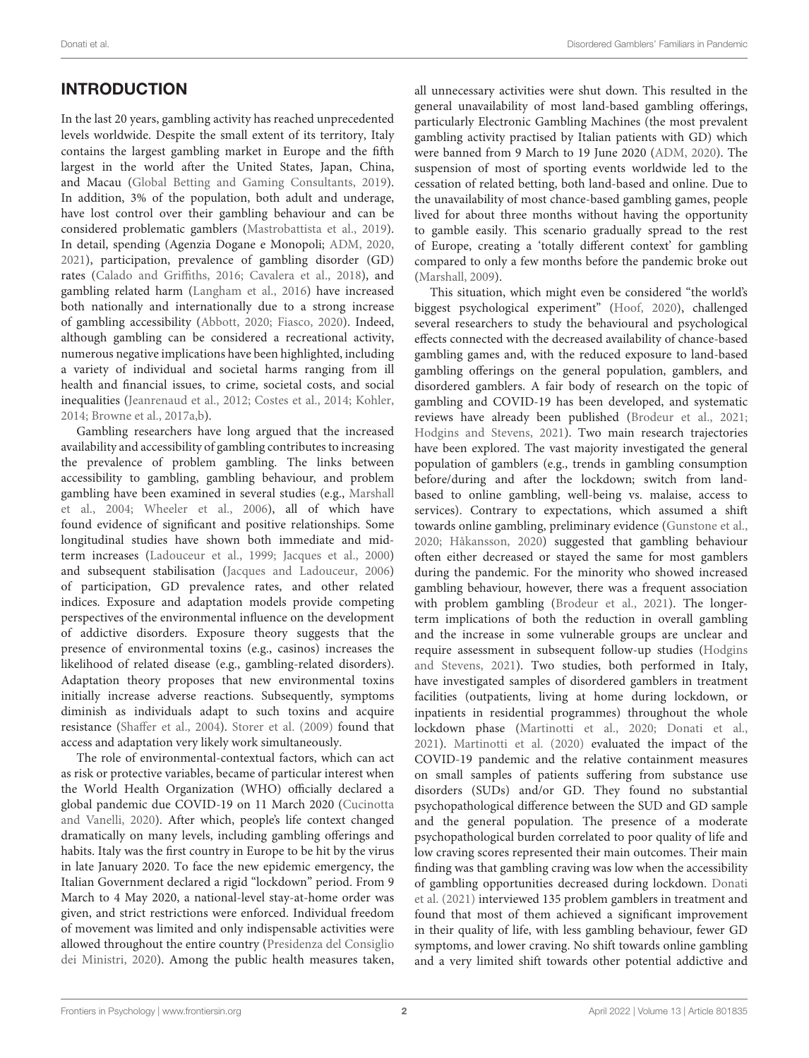## INTRODUCTION

In the last 20 years, gambling activity has reached unprecedented levels worldwide. Despite the small extent of its territory, Italy contains the largest gambling market in Europe and the fifth largest in the world after the United States, Japan, China, and Macau (Global Betting and Gaming Consultants, 2019). In addition, 3% of the population, both adult and underage, have lost control over their gambling behaviour and can be considered problematic gamblers (Mastrobattista et al., 2019). In detail, spending (Agenzia Dogane e Monopoli; ADM, 2020, 2021), participation, prevalence of gambling disorder (GD) rates (Calado and Griffiths, 2016; Cavalera et al., 2018), and gambling related harm (Langham et al., 2016) have increased both nationally and internationally due to a strong increase of gambling accessibility (Abbott, 2020; Fiasco, 2020). Indeed, although gambling can be considered a recreational activity, numerous negative implications have been highlighted, including a variety of individual and societal harms ranging from ill health and financial issues, to crime, societal costs, and social inequalities (Jeanrenaud et al., 2012; Costes et al., 2014; Kohler, 2014; Browne et al., 2017a,b).

Gambling researchers have long argued that the increased availability and accessibility of gambling contributes to increasing the prevalence of problem gambling. The links between accessibility to gambling, gambling behaviour, and problem gambling have been examined in several studies (e.g., Marshall et al., 2004; Wheeler et al., 2006), all of which have found evidence of significant and positive relationships. Some longitudinal studies have shown both immediate and mid-term increases (Ladouceur et al., 1999; Jacques et al., 2000) and subsequent stabilisation (Jacques and Ladouceur, 2006) of participation, GD prevalence rates, and other related indices. Exposure and adaptation models provide competing perspectives of the environmental influence on the development of addictive disorders. Exposure theory suggests that the presence of environmental toxins (e.g., casinos) increases the likelihood of related disease (e.g., gambling-related disorders). Adaptation theory proposes that new environmental toxins initially increase adverse reactions. Subsequently, symptoms diminish as individuals adapt to such toxins and acquire resistance (Shaffer et al., 2004). Storer et al. (2009) found that access and adaptation very likely work simultaneously.

The role of environmental-contextual factors, which can act as risk or protective variables, became of particular interest when the World Health Organization (WHO) officially declared a global pandemic due COVID-19 on 11 March 2020 (Cucinotta and Vanelli, 2020). After which, people's life context changed dramatically on many levels, including gambling offerings and habits. Italy was the first country in Europe to be hit by the virus in late January 2020. To face the new epidemic emergency, the Italian Government declared a rigid "lockdown" period. From 9 March to 4 May 2020, a national-level stay-at-home order was given, and strict restrictions were enforced. Individual freedom of movement was limited and only indispensable activities were allowed throughout the entire country (Presidenza del Consiglio dei Ministri, 2020). Among the public health measures taken, all unnecessary activities were shut down. This resulted in the general unavailability of most land-based gambling offerings, particularly Electronic Gambling Machines (the most prevalent gambling activity practised by Italian patients with GD) which were banned from 9 March to 19 June 2020 (ADM, 2020). The suspension of most of sporting events worldwide led to the cessation of related betting, both land-based and online. Due to the unavailability of most chance-based gambling games, people lived for about three months without having the opportunity to gamble easily. This scenario gradually spread to the rest of Europe, creating a 'totally different context' for gambling compared to only a few months before the pandemic broke out (Marshall, 2009).

This situation, which might even be considered "the world's biggest psychological experiment" (Hoof, 2020), challenged several researchers to study the behavioural and psychological effects connected with the decreased availability of chance-based gambling games and, with the reduced exposure to land-based gambling offerings on the general population, gamblers, and disordered gamblers. A fair body of research on the topic of gambling and COVID-19 has been developed, and systematic reviews have already been published (Brodeur et al., 2021; Hodgins and Stevens, 2021). Two main research trajectories have been explored. The vast majority investigated the general population of gamblers (e.g., trends in gambling consumption before/during and after the lockdown; switch from land-based to online gambling, well-being vs. malaise, access to services). Contrary to expectations, which assumed a shift towards online gambling, preliminary evidence (Gunstone et al., 2020; Håkansson, 2020) suggested that gambling behaviour often either decreased or stayed the same for most gamblers during the pandemic. For the minority who showed increased gambling behaviour, however, there was a frequent association with problem gambling (Brodeur et al., 2021). The longer-term implications of both the reduction in overall gambling and the increase in some vulnerable groups are unclear and require assessment in subsequent follow-up studies (Hodgins and Stevens, 2021). Two studies, both performed in Italy, have investigated samples of disordered gamblers in treatment facilities (outpatients, living at home during lockdown, or inpatients in residential programmes) throughout the whole lockdown phase (Martinotti et al., 2020; Donati et al., 2021). Martinotti et al. (2020) evaluated the impact of the COVID-19 pandemic and the relative containment measures on small samples of patients suffering from substance use disorders (SUDs) and/or GD. They found no substantial psychopathological difference between the SUD and GD sample and the general population. The presence of a moderate psychopathological burden correlated to poor quality of life and low craving scores represented their main outcomes. Their main finding was that gambling craving was low when the accessibility of gambling opportunities decreased during lockdown. Donati et al. (2021) interviewed 135 problem gamblers in treatment and found that most of them achieved a significant improvement in their quality of life, with less gambling behaviour, fewer GD symptoms, and lower craving. No shift towards online gambling and a very limited shift towards other potential addictive and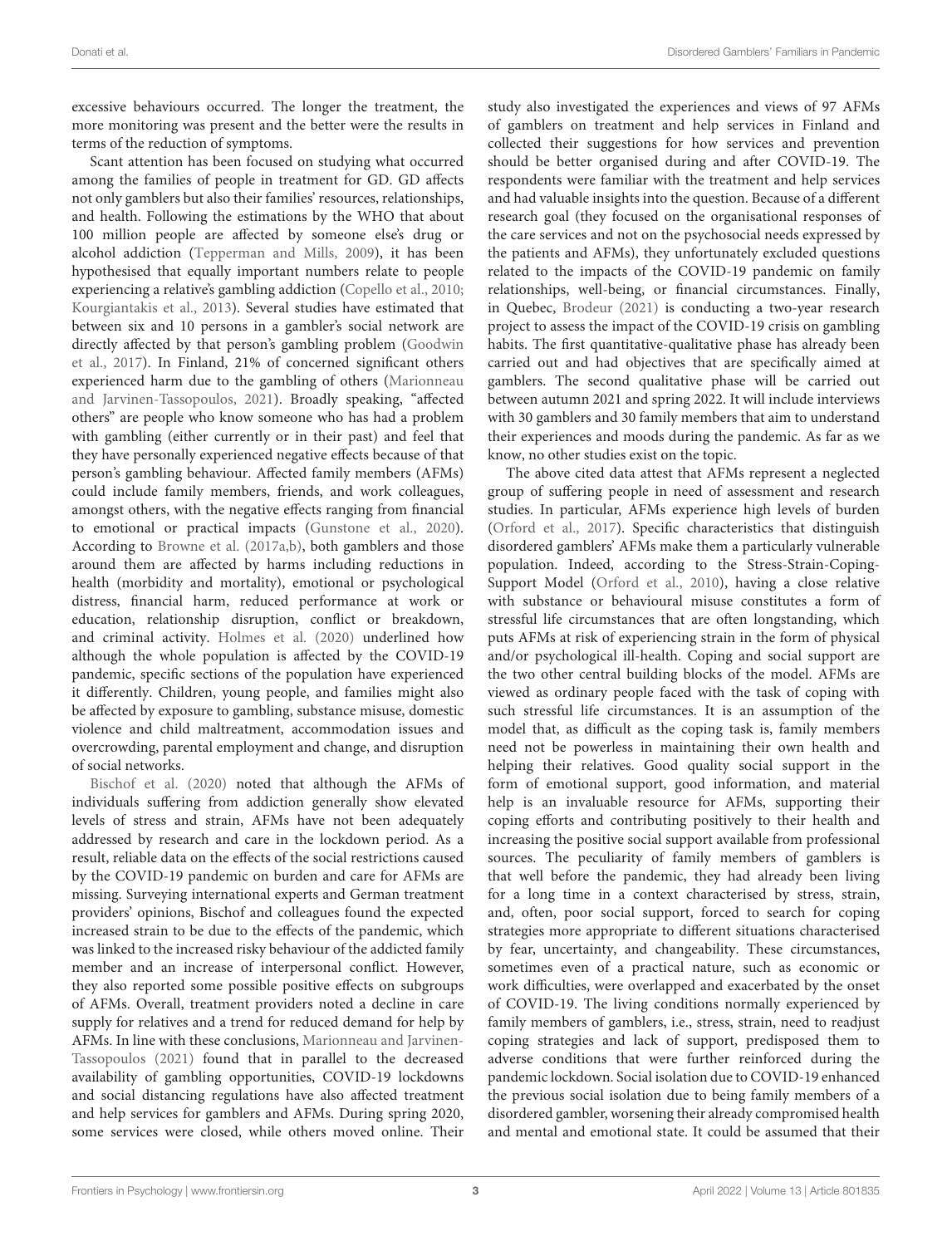excessive behaviours occurred. The longer the treatment, the more monitoring was present and the better were the results in terms of the reduction of symptoms.

Scant attention has been focused on studying what occurred among the families of people in treatment for GD. GD affects not only gamblers but also their families' resources, relationships, and health. Following the estimations by the WHO that about 100 million people are affected by someone else's drug or alcohol addiction (Tepperman and Mills, 2009), it has been hypothesised that equally important numbers relate to people experiencing a relative's gambling addiction (Copello et al., 2010; Kourgiantakis et al., 2013). Several studies have estimated that between six and 10 persons in a gambler's social network are directly affected by that person's gambling problem (Goodwin et al., 2017). In Finland, 21% of concerned significant others experienced harm due to the gambling of others (Marionneau and Jarvinen-Tassopoulos, 2021). Broadly speaking, "affected others" are people who know someone who has had a problem with gambling (either currently or in their past) and feel that they have personally experienced negative effects because of that person's gambling behaviour. Affected family members (AFMs) could include family members, friends, and work colleagues, amongst others, with the negative effects ranging from financial to emotional or practical impacts (Gunstone et al., 2020). According to Browne et al. (2017a,b), both gamblers and those around them are affected by harms including reductions in health (morbidity and mortality), emotional or psychological distress, financial harm, reduced performance at work or education, relationship disruption, conflict or breakdown, and criminal activity. Holmes et al. (2020) underlined how although the whole population is affected by the COVID-19 pandemic, specific sections of the population have experienced it differently. Children, young people, and families might also be affected by exposure to gambling, substance misuse, domestic violence and child maltreatment, accommodation issues and overcrowding, parental employment and change, and disruption of social networks.

Bischof et al. (2020) noted that although the AFMs of individuals suffering from addiction generally show elevated levels of stress and strain, AFMs have not been adequately addressed by research and care in the lockdown period. As a result, reliable data on the effects of the social restrictions caused by the COVID-19 pandemic on burden and care for AFMs are missing. Surveying international experts and German treatment providers' opinions, Bischof and colleagues found the expected increased strain to be due to the effects of the pandemic, which was linked to the increased risky behaviour of the addicted family member and an increase of interpersonal conflict. However, they also reported some possible positive effects on subgroups of AFMs. Overall, treatment providers noted a decline in care supply for relatives and a trend for reduced demand for help by AFMs. In line with these conclusions, Marionneau and Jarvinen-Tassopoulos (2021) found that in parallel to the decreased availability of gambling opportunities, COVID-19 lockdowns and social distancing regulations have also affected treatment and help services for gamblers and AFMs. During spring 2020, some services were closed, while others moved online. Their study also investigated the experiences and views of 97 AFMs of gamblers on treatment and help services in Finland and collected their suggestions for how services and prevention should be better organised during and after COVID-19. The respondents were familiar with the treatment and help services and had valuable insights into the question. Because of a different research goal (they focused on the organisational responses of the care services and not on the psychosocial needs expressed by the patients and AFMs), they unfortunately excluded questions related to the impacts of the COVID-19 pandemic on family relationships, well-being, or financial circumstances. Finally, in Quebec, Brodeur (2021) is conducting a two-year research project to assess the impact of the COVID-19 crisis on gambling habits. The first quantitative-qualitative phase has already been carried out and had objectives that are specifically aimed at gamblers. The second qualitative phase will be carried out between autumn 2021 and spring 2022. It will include interviews with 30 gamblers and 30 family members that aim to understand their experiences and moods during the pandemic. As far as we know, no other studies exist on the topic.

The above cited data attest that AFMs represent a neglected group of suffering people in need of assessment and research studies. In particular, AFMs experience high levels of burden (Orford et al., 2017). Specific characteristics that distinguish disordered gamblers' AFMs make them a particularly vulnerable population. Indeed, according to the Stress-Strain-Coping-Support Model (Orford et al., 2010), having a close relative with substance or behavioural misuse constitutes a form of stressful life circumstances that are often longstanding, which puts AFMs at risk of experiencing strain in the form of physical and/or psychological ill-health. Coping and social support are the two other central building blocks of the model. AFMs are viewed as ordinary people faced with the task of coping with such stressful life circumstances. It is an assumption of the model that, as difficult as the coping task is, family members need not be powerless in maintaining their own health and helping their relatives. Good quality social support in the form of emotional support, good information, and material help is an invaluable resource for AFMs, supporting their coping efforts and contributing positively to their health and increasing the positive social support available from professional sources. The peculiarity of family members of gamblers is that well before the pandemic, they had already been living for a long time in a context characterised by stress, strain, and, often, poor social support, forced to search for coping strategies more appropriate to different situations characterised by fear, uncertainty, and changeability. These circumstances, sometimes even of a practical nature, such as economic or work difficulties, were overlapped and exacerbated by the onset of COVID-19. The living conditions normally experienced by family members of gamblers, i.e., stress, strain, need to readjust coping strategies and lack of support, predisposed them to adverse conditions that were further reinforced during the pandemic lockdown. Social isolation due to COVID-19 enhanced the previous social isolation due to being family members of a disordered gambler, worsening their already compromised health and mental and emotional state. It could be assumed that their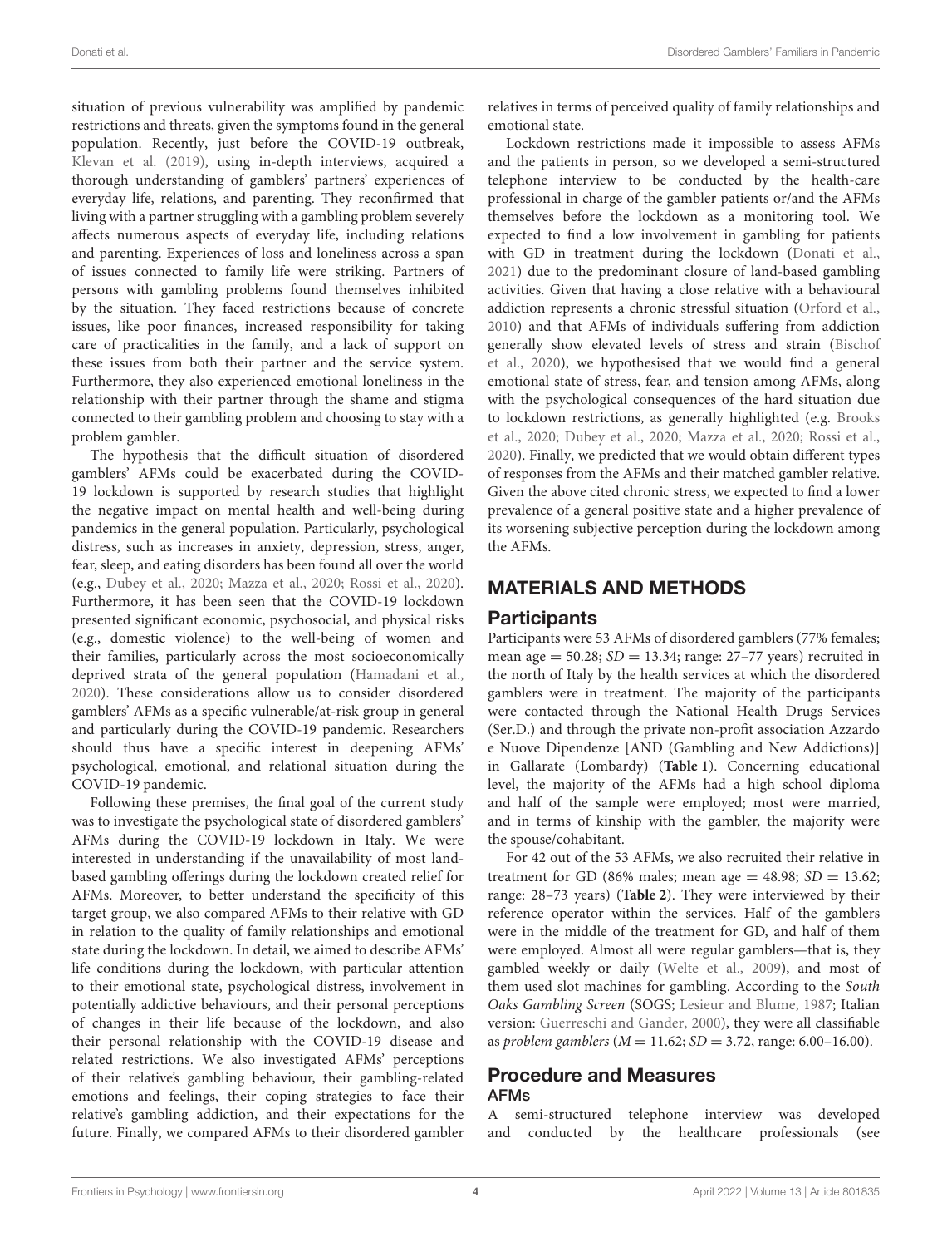situation of previous vulnerability was amplified by pandemic restrictions and threats, given the symptoms found in the general population. Recently, just before the COVID-19 outbreak, Klevan et al. (2019), using in-depth interviews, acquired a thorough understanding of gamblers' partners' experiences of everyday life, relations, and parenting. They reconfirmed that living with a partner struggling with a gambling problem severely affects numerous aspects of everyday life, including relations and parenting. Experiences of loss and loneliness across a span of issues connected to family life were striking. Partners of persons with gambling problems found themselves inhibited by the situation. They faced restrictions because of concrete issues, like poor finances, increased responsibility for taking care of practicalities in the family, and a lack of support on these issues from both their partner and the service system. Furthermore, they also experienced emotional loneliness in the relationship with their partner through the shame and stigma connected to their gambling problem and choosing to stay with a problem gambler.

The hypothesis that the difficult situation of disordered gamblers' AFMs could be exacerbated during the COVID-19 lockdown is supported by research studies that highlight the negative impact on mental health and well-being during pandemics in the general population. Particularly, psychological distress, such as increases in anxiety, depression, stress, anger, fear, sleep, and eating disorders has been found all over the world (e.g., Dubey et al., 2020; Mazza et al., 2020; Rossi et al., 2020). Furthermore, it has been seen that the COVID-19 lockdown presented significant economic, psychosocial, and physical risks (e.g., domestic violence) to the well-being of women and their families, particularly across the most socioeconomically deprived strata of the general population (Hamadani et al., 2020). These considerations allow us to consider disordered gamblers' AFMs as a specific vulnerable/at-risk group in general and particularly during the COVID-19 pandemic. Researchers should thus have a specific interest in deepening AFMs' psychological, emotional, and relational situation during the COVID-19 pandemic.

Following these premises, the final goal of the current study was to investigate the psychological state of disordered gamblers' AFMs during the COVID-19 lockdown in Italy. We were interested in understanding if the unavailability of most land-based gambling offerings during the lockdown created relief for AFMs. Moreover, to better understand the specificity of this target group, we also compared AFMs to their relative with GD in relation to the quality of family relationships and emotional state during the lockdown. In detail, we aimed to describe AFMs' life conditions during the lockdown, with particular attention to their emotional state, psychological distress, involvement in potentially addictive behaviours, and their personal perceptions of changes in their life because of the lockdown, and also their personal relationship with the COVID-19 disease and related restrictions. We also investigated AFMs' perceptions of their relative's gambling behaviour, their gambling-related emotions and feelings, their coping strategies to face their relative's gambling addiction, and their expectations for the future. Finally, we compared AFMs to their disordered gambler relatives in terms of perceived quality of family relationships and emotional state.

Lockdown restrictions made it impossible to assess AFMs and the patients in person, so we developed a semi-structured telephone interview to be conducted by the health-care professional in charge of the gambler patients or/and the AFMs themselves before the lockdown as a monitoring tool. We expected to find a low involvement in gambling for patients with GD in treatment during the lockdown (Donati et al., 2021) due to the predominant closure of land-based gambling activities. Given that having a close relative with a behavioural addiction represents a chronic stressful situation (Orford et al., 2010) and that AFMs of individuals suffering from addiction generally show elevated levels of stress and strain (Bischof et al., 2020), we hypothesised that we would find a general emotional state of stress, fear, and tension among AFMs, along with the psychological consequences of the hard situation due to lockdown restrictions, as generally highlighted (e.g. Brooks et al., 2020; Dubey et al., 2020; Mazza et al., 2020; Rossi et al., 2020). Finally, we predicted that we would obtain different types of responses from the AFMs and their matched gambler relative. Given the above cited chronic stress, we expected to find a lower prevalence of a general positive state and a higher prevalence of its worsening subjective perception during the lockdown among the AFMs.

## MATERIALS AND METHODS

### Participants

Participants were 53 AFMs of disordered gamblers (77% females; mean age = 50.28; $SD = 13.34$; range: 27–77 years) recruited in the north of Italy by the health services at which the disordered gamblers were in treatment. The majority of the participants were contacted through the National Health Drugs Services (Ser.D.) and through the private non-profit association Azzardo e Nuove Dipendenze [AND (Gambling and New Addictions)] in Gallarate (Lombardy) (**Table 1**). Concerning educational level, the majority of the AFMs had a high school diploma and half of the sample were employed; most were married, and in terms of kinship with the gambler, the majority were the spouse/cohabitant.

For 42 out of the 53 AFMs, we also recruited their relative in treatment for GD (86% males; mean age = 48.98; $SD = 13.62$; range: 28–73 years) (**Table 2**). They were interviewed by their reference operator within the services. Half of the gamblers were in the middle of the treatment for GD, and half of them were employed. Almost all were regular gamblers—that is, they gambled weekly or daily (Welte et al., 2009), and most of them used slot machines for gambling. According to the *South Oaks Gambling Screen* (SOGS; Lesieur and Blume, 1987; Italian version: Guerreschi and Gander, 2000), they were all classifiable as *problem gamblers* ($M = 11.62$; $SD = 3.72$, range: 6.00–16.00).

### Procedure and Measures

#### AFMs

A semi-structured telephone interview was developed and conducted by the healthcare professionals (see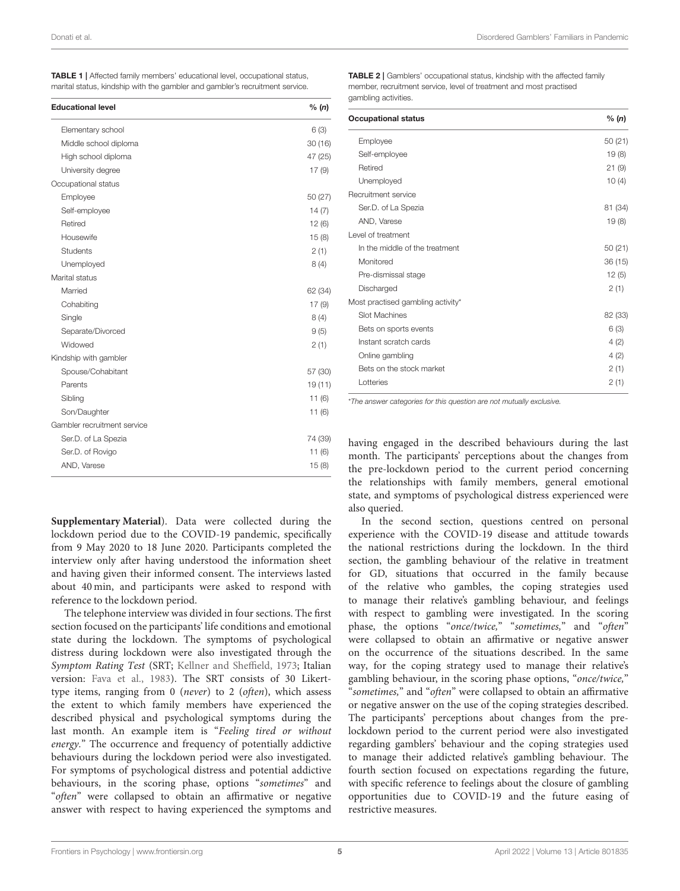**TABLE 1 |** Affected family members' educational level, occupational status, marital status, kinship with the gambler and gambler's recruitment service.

| Educational level | % (n) |
|---|---|
| Elementary school | 6 (3) |
| Middle school diploma | 30 (16) |
| High school diploma | 47 (25) |
| University degree | 17 (9) |
| Occupational status | |
| Employee | 50 (27) |
| Self-employee | 14 (7) |
| Retired | 12 (6) |
| Housewife | 15 (8) |
| Students | 2 (1) |
| Unemployed | 8 (4) |
| Marital status | |
| Married | 62 (34) |
| Cohabiting | 17 (9) |
| Single | 8 (4) |
| Separate/Divorced | 9 (5) |
| Widowed | 2 (1) |
| Kindship with gambler | |
| Spouse/Cohabitant | 57 (30) |
| Parents | 19 (11) |
| Sibling | 11 (6) |
| Son/Daughter | 11 (6) |
| Gambler recruitment service | |
| Ser.D. of La Spezia | 74 (39) |
| Ser.D. of Rovigo | 11 (6) |
| AND, Varese | 15 (8) |

**TABLE 2 |** Gamblers' occupational status, kindship with the affected family member, recruitment service, level of treatment and most practised gambling activities.

| Occupational status | % (n) |
|---|---|
| Employee | 50 (21) |
| Self-employee | 19 (8) |
| Retired | 21 (9) |
| Unemployed | 10 (4) |
| Recruitment service | |
| Ser.D. of La Spezia | 81 (34) |
| AND, Varese | 19 (8) |
| Level of treatment | |
| In the middle of the treatment | 50 (21) |
| Monitored | 36 (15) |
| Pre-dismissal stage | 12 (5) |
| Discharged | 2 (1) |
| Most practised gambling activity* | |
| Slot Machines | 82 (33) |
| Bets on sports events | 6 (3) |
| Instant scratch cards | 4 (2) |
| Online gambling | 4 (2) |
| Bets on the stock market | 2 (1) |
| Lotteries | 2 (1) |

*The answer categories for this question are not mutually exclusive.

**Supplementary Material**). Data were collected during the lockdown period due to the COVID-19 pandemic, specifically from 9 May 2020 to 18 June 2020. Participants completed the interview only after having understood the information sheet and having given their informed consent. The interviews lasted about 40 min, and participants were asked to respond with reference to the lockdown period.

The telephone interview was divided in four sections. The first section focused on the participants' life conditions and emotional state during the lockdown. The symptoms of psychological distress during lockdown were also investigated through the *Symptom Rating Test* (SRT; Kellner and Sheffield, 1973; Italian version: Fava et al., 1983). The SRT consists of 30 Likert-type items, ranging from 0 (*never*) to 2 (*often*), which assess the extent to which family members have experienced the described physical and psychological symptoms during the last month. An example item is "*Feeling tired or without energy.*" The occurrence and frequency of potentially addictive behaviours during the lockdown period were also investigated. For symptoms of psychological distress and potential addictive behaviours, in the scoring phase, options "*sometimes*" and "*often*" were collapsed to obtain an affirmative or negative answer with respect to having experienced the symptoms and having engaged in the described behaviours during the last month. The participants' perceptions about the changes from the pre-lockdown period to the current period concerning the relationships with family members, general emotional state, and symptoms of psychological distress experienced were also queried.

In the second section, questions centred on personal experience with the COVID-19 disease and attitude towards the national restrictions during the lockdown. In the third section, the gambling behaviour of the relative in treatment for GD, situations that occurred in the family because of the relative who gambles, the coping strategies used to manage their relative's gambling behaviour, and feelings with respect to gambling were investigated. In the scoring phase, the options "*once/twice,*" "*sometimes,*" and "*often*" were collapsed to obtain an affirmative or negative answer on the occurrence of the situations described. In the same way, for the coping strategy used to manage their relative's gambling behaviour, in the scoring phase options, "*once/twice,*" "*sometimes,*" and "*often*" were collapsed to obtain an affirmative or negative answer on the use of the coping strategies described. The participants' perceptions about changes from the pre-lockdown period to the current period were also investigated regarding gamblers' behaviour and the coping strategies used to manage their addicted relative's gambling behaviour. The fourth section focused on expectations regarding the future, with specific reference to feelings about the closure of gambling opportunities due to COVID-19 and the future easing of restrictive measures.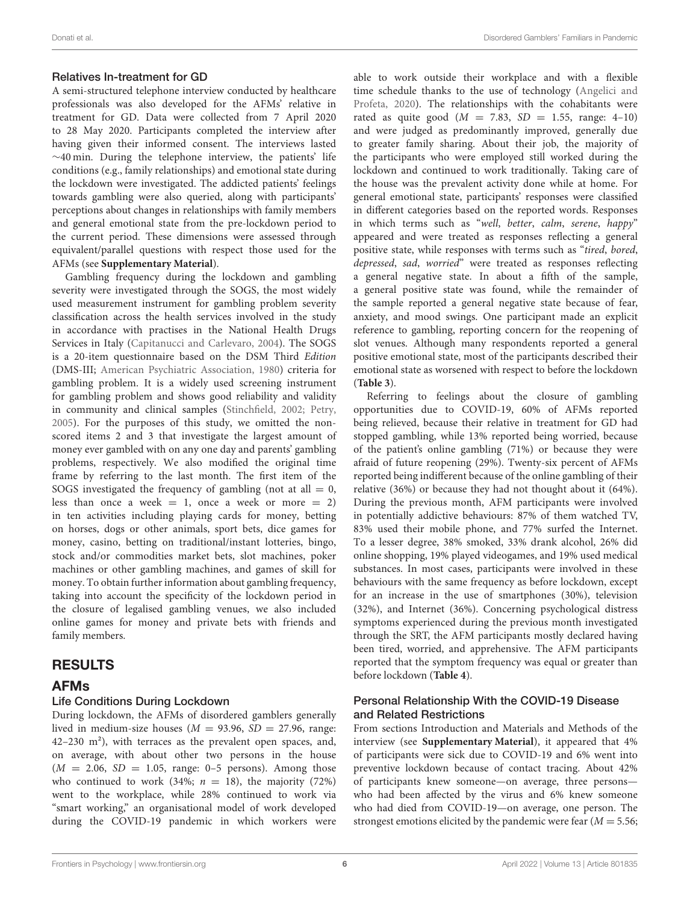### Relatives In-treatment for GD

A semi-structured telephone interview conducted by healthcare professionals was also developed for the AFMs' relative in treatment for GD. Data were collected from 7 April 2020 to 28 May 2020. Participants completed the interview after having given their informed consent. The interviews lasted ∼40 min. During the telephone interview, the patients' life conditions (e.g., family relationships) and emotional state during the lockdown were investigated. The addicted patients' feelings towards gambling were also queried, along with participants' perceptions about changes in relationships with family members and general emotional state from the pre-lockdown period to the current period. These dimensions were assessed through equivalent/parallel questions with respect those used for the AFMs (see **Supplementary Material**).

Gambling frequency during the lockdown and gambling severity were investigated through the SOGS, the most widely used measurement instrument for gambling problem severity classification across the health services involved in the study in accordance with practises in the National Health Drugs Services in Italy (Capitanucci and Carlevaro, 2004). The SOGS is a 20-item questionnaire based on the DSM Third *Edition* (DMS-III; American Psychiatric Association, 1980) criteria for gambling problem. It is a widely used screening instrument for gambling problem and shows good reliability and validity in community and clinical samples (Stinchfield, 2002; Petry, 2005). For the purposes of this study, we omitted the non-scored items 2 and 3 that investigate the largest amount of money ever gambled with on any one day and parents' gambling problems, respectively. We also modified the original time frame by referring to the last month. The first item of the SOGS investigated the frequency of gambling (not at all = 0, less than once a week = 1, once a week or more = 2) in ten activities including playing cards for money, betting on horses, dogs or other animals, sport bets, dice games for money, casino, betting on traditional/instant lotteries, bingo, stock and/or commodities market bets, slot machines, poker machines or other gambling machines, and games of skill for money. To obtain further information about gambling frequency, taking into account the specificity of the lockdown period in the closure of legalised gambling venues, we also included online games for money and private bets with friends and family members.

## RESULTS

## AFMs

### Life Conditions During Lockdown

During lockdown, the AFMs of disordered gamblers generally lived in medium-size houses ($M$ = 93.96, $SD$ = 27.96, range: 42–230 m²), with terraces as the prevalent open spaces, and, on average, with about other two persons in the house ($M$ = 2.06, $SD$ = 1.05, range: 0–5 persons). Among those who continued to work (34%; $n$ = 18), the majority (72%) went to the workplace, while 28% continued to work via "smart working," an organisational model of work developed during the COVID-19 pandemic in which workers were able to work outside their workplace and with a flexible time schedule thanks to the use of technology (Angelici and Profeta, 2020). The relationships with the cohabitants were rated as quite good ($M$ = 7.83, $SD$ = 1.55, range: 4–10) and were judged as predominantly improved, generally due to greater family sharing. About their job, the majority of the participants who were employed still worked during the lockdown and continued to work traditionally. Taking care of the house was the prevalent activity done while at home. For general emotional state, participants' responses were classified in different categories based on the reported words. Responses in which terms such as "*well*, *better*, *calm*, *serene*, *happy*" appeared and were treated as responses reflecting a general positive state, while responses with terms such as "*tired*, *bored*, *depressed*, *sad*, *worried*" were treated as responses reflecting a general negative state. In about a fifth of the sample, a general positive state was found, while the remainder of the sample reported a general negative state because of fear, anxiety, and mood swings. One participant made an explicit reference to gambling, reporting concern for the reopening of slot venues. Although many respondents reported a general positive emotional state, most of the participants described their emotional state as worsened with respect to before the lockdown (**Table 3**).

Referring to feelings about the closure of gambling opportunities due to COVID-19, 60% of AFMs reported being relieved, because their relative in treatment for GD had stopped gambling, while 13% reported being worried, because of the patient's online gambling (71%) or because they were afraid of future reopening (29%). Twenty-six percent of AFMs reported being indifferent because of the online gambling of their relative (36%) or because they had not thought about it (64%). During the previous month, AFM participants were involved in potentially addictive behaviours: 87% of them watched TV, 83% used their mobile phone, and 77% surfed the Internet. To a lesser degree, 38% smoked, 33% drank alcohol, 26% did online shopping, 19% played videogames, and 19% used medical substances. In most cases, participants were involved in these behaviours with the same frequency as before lockdown, except for an increase in the use of smartphones (30%), television (32%), and Internet (36%). Concerning psychological distress symptoms experienced during the previous month investigated through the SRT, the AFM participants mostly declared having been tired, worried, and apprehensive. The AFM participants reported that the symptom frequency was equal or greater than before lockdown (**Table 4**).

### Personal Relationship With the COVID-19 Disease and Related Restrictions

From sections Introduction and Materials and Methods of the interview (see **Supplementary Material**), it appeared that 4% of participants were sick due to COVID-19 and 6% went into preventive lockdown because of contact tracing. About 42% of participants knew someone—on average, three persons—who had been affected by the virus and 6% knew someone who had died from COVID-19—on average, one person. The strongest emotions elicited by the pandemic were fear ($M$ = 5.56;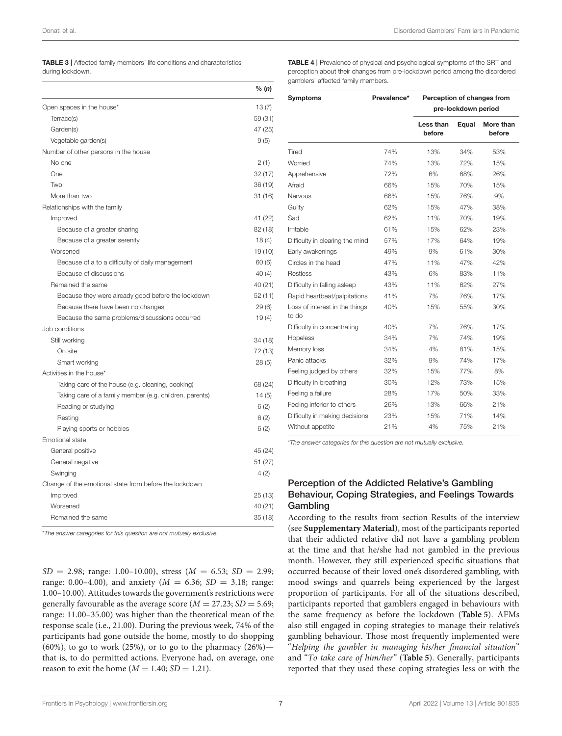**TABLE 3 |** Affected family members' life conditions and characteristics during lockdown.

| | % (*n*) |
|---|---|
| Open spaces in the house* | 13 (7) |
| Terrace(s) | 59 (31) |
| Garden(s) | 47 (25) |
| Vegetable garden(s) | 9 (5) |
| Number of other persons in the house | |
| No one | 2 (1) |
| One | 32 (17) |
| Two | 36 (19) |
| More than two | 31 (16) |
| Relationships with the family | |
| Improved | 41 (22) |
| Because of a greater sharing | 82 (18) |
| Because of a greater serenity | 18 (4) |
| Worsened | 19 (10) |
| Because of a to a difficulty of daily management | 60 (6) |
| Because of discussions | 40 (4) |
| Remained the same | 40 (21) |
| Because they were already good before the lockdown | 52 (11) |
| Because there have been no changes | 29 (6) |
| Because the same problems/discussions occurred | 19 (4) |
| Job conditions | |
| Still working | 34 (18) |
| On site | 72 (13) |
| Smart working | 28 (5) |
| Activities in the house* | |
| Taking care of the house (e.g. cleaning, cooking) | 68 (24) |
| Taking care of a family member (e.g. children, parents) | 14 (5) |
| Reading or studying | 6 (2) |
| Resting | 6 (2) |
| Playing sports or hobbies | 6 (2) |
| Emotional state | |
| General positive | 45 (24) |
| General negative | 51 (27) |
| Swinging | 4 (2) |
| Change of the emotional state from before the lockdown | |
| Improved | 25 (13) |
| Worsened | 40 (21) |
| Remained the same | 35 (18) |

*The answer categories for this question are not mutually exclusive.

$SD$ = 2.98; range: 1.00–10.00), stress ($M$ = 6.53; $SD$ = 2.99; range: 0.00–4.00), and anxiety ($M$ = 6.36; $SD$ = 3.18; range: 1.00–10.00). Attitudes towards the government's restrictions were generally favourable as the average score ($M$ = 27.23; $SD$ = 5.69; range: 11.00–35.00) was higher than the theoretical mean of the response scale (i.e., 21.00). During the previous week, 74% of the participants had gone outside the home, mostly to do shopping (60%), to go to work (25%), or to go to the pharmacy (26%)—that is, to do permitted actions. Everyone had, on average, one reason to exit the home ($M$ = 1.40; $SD$ = 1.21).

**TABLE 4 |** Prevalence of physical and psychological symptoms of the SRT and perception about their changes from pre-lockdown period among the disordered gamblers' affected family members.

| Symptoms | Prevalence* | Perception of changes from pre-lockdown period | | |
|---|---|---|---|---|
| | | Less than before | Equal | More than before |
| Tired | 74% | 13% | 34% | 53% |
| Worried | 74% | 13% | 72% | 15% |
| Apprehensive | 72% | 6% | 68% | 26% |
| Afraid | 66% | 15% | 70% | 15% |
| Nervous | 66% | 15% | 76% | 9% |
| Guilty | 62% | 15% | 47% | 38% |
| Sad | 62% | 11% | 70% | 19% |
| Irritable | 61% | 15% | 62% | 23% |
| Difficulty in clearing the mind | 57% | 17% | 64% | 19% |
| Early awakenings | 49% | 9% | 61% | 30% |
| Circles in the head | 47% | 11% | 47% | 42% |
| Restless | 43% | 6% | 83% | 11% |
| Difficulty in falling asleep | 43% | 11% | 62% | 27% |
| Rapid heartbeat/palpitations | 41% | 7% | 76% | 17% |
| Loss of interest in the things to do | 40% | 15% | 55% | 30% |
| Difficulty in concentrating | 40% | 7% | 76% | 17% |
| Hopeless | 34% | 7% | 74% | 19% |
| Memory loss | 34% | 4% | 81% | 15% |
| Panic attacks | 32% | 9% | 74% | 17% |
| Feeling judged by others | 32% | 15% | 77% | 8% |
| Difficulty in breathing | 30% | 12% | 73% | 15% |
| Feeling a failure | 28% | 17% | 50% | 33% |
| Feeling inferior to others | 26% | 13% | 66% | 21% |
| Difficulty in making decisions | 23% | 15% | 71% | 14% |
| Without appetite | 21% | 4% | 75% | 21% |

*The answer categories for this question are not mutually exclusive.

## Perception of the Addicted Relative's Gambling Behaviour, Coping Strategies, and Feelings Towards Gambling

According to the results from section Results of the interview (see **Supplementary Material**), most of the participants reported that their addicted relative did not have a gambling problem at the time and that he/she had not gambled in the previous month. However, they still experienced specific situations that occurred because of their loved one's disordered gambling, with mood swings and quarrels being experienced by the largest proportion of participants. For all of the situations described, participants reported that gamblers engaged in behaviours with the same frequency as before the lockdown (**Table 5**). AFMs also still engaged in coping strategies to manage their relative's gambling behaviour. Those most frequently implemented were "*Helping the gambler in managing his/her financial situation*" and "*To take care of him/her*" (**Table 5**). Generally, participants reported that they used these coping strategies less or with the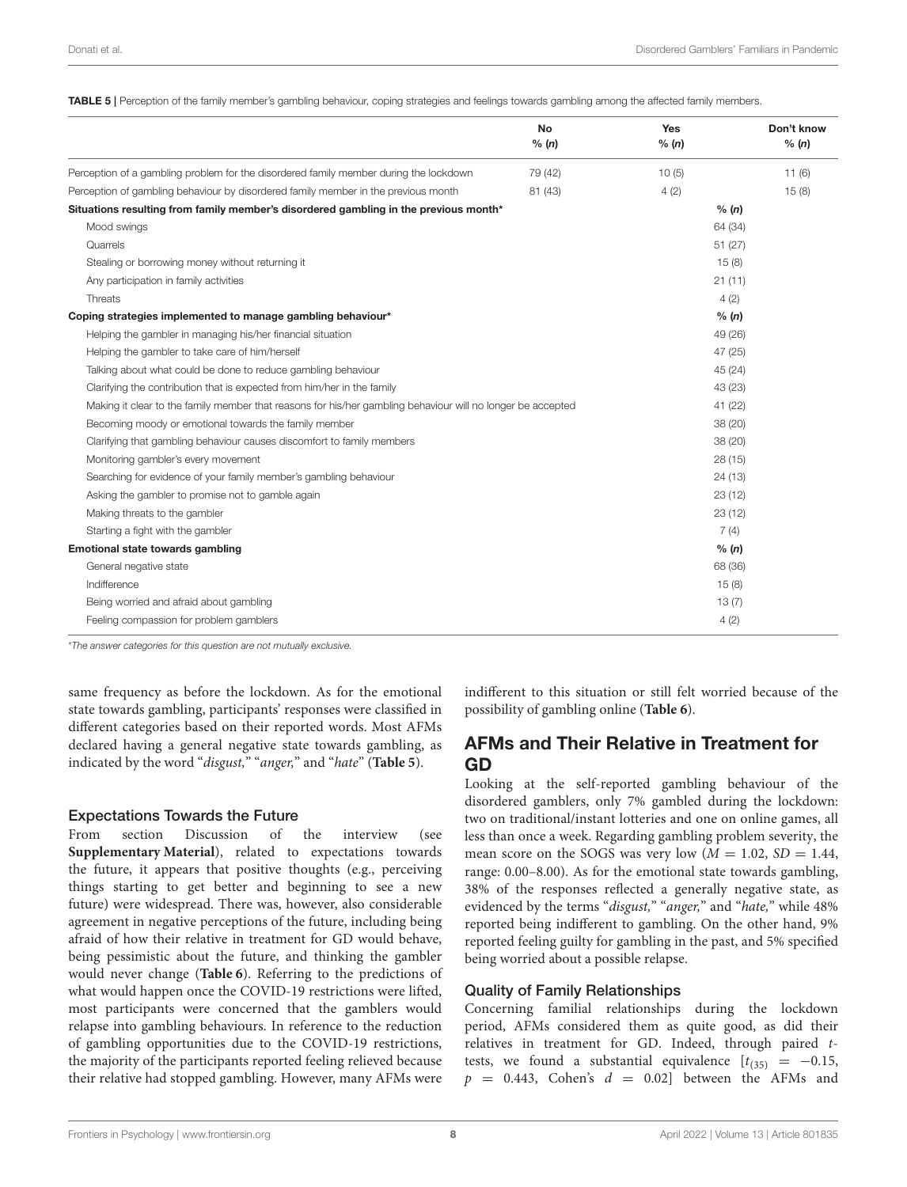**TABLE 5 |** Perception of the family member's gambling behaviour, coping strategies and feelings towards gambling among the affected family members.

| | No % (n) | Yes % (n) | Don't know % (n) |
|---|---|---|---|
| Perception of a gambling problem for the disordered family member during the lockdown | 79 (42) | 10 (5) | 11 (6) |
| Perception of gambling behaviour by disordered family member in the previous month | 81 (43) | 4 (2) | 15 (8) |
| **Situations resulting from family member's disordered gambling in the previous month*** | | **% (n)** | |
| Mood swings | | 64 (34) | |
| Quarrels | | 51 (27) | |
| Stealing or borrowing money without returning it | | 15 (8) | |
| Any participation in family activities | | 21 (11) | |
| Threats | | 4 (2) | |
| **Coping strategies implemented to manage gambling behaviour*** | | **% (n)** | |
| Helping the gambler in managing his/her financial situation | | 49 (26) | |
| Helping the gambler to take care of him/herself | | 47 (25) | |
| Talking about what could be done to reduce gambling behaviour | | 45 (24) | |
| Clarifying the contribution that is expected from him/her in the family | | 43 (23) | |
| Making it clear to the family member that reasons for his/her gambling behaviour will no longer be accepted | | 41 (22) | |
| Becoming moody or emotional towards the family member | | 38 (20) | |
| Clarifying that gambling behaviour causes discomfort to family members | | 38 (20) | |
| Monitoring gambler's every movement | | 28 (15) | |
| Searching for evidence of your family member's gambling behaviour | | 24 (13) | |
| Asking the gambler to promise not to gamble again | | 23 (12) | |
| Making threats to the gambler | | 23 (12) | |
| Starting a fight with the gambler | | 7 (4) | |
| **Emotional state towards gambling** | | **% (n)** | |
| General negative state | | 68 (36) | |
| Indifference | | 15 (8) | |
| Being worried and afraid about gambling | | 13 (7) | |
| Feeling compassion for problem gamblers | | 4 (2) | |

*The answer categories for this question are not mutually exclusive.

same frequency as before the lockdown. As for the emotional state towards gambling, participants' responses were classified in different categories based on their reported words. Most AFMs declared having a general negative state towards gambling, as indicated by the word "*disgust,*" "*anger,*" and "*hate*" (**Table 5**).

### Expectations Towards the Future

From section Discussion of the interview (see **Supplementary Material**), related to expectations towards the future, it appears that positive thoughts (e.g., perceiving things starting to get better and beginning to see a new future) were widespread. There was, however, also considerable agreement in negative perceptions of the future, including being afraid of how their relative in treatment for GD would behave, being pessimistic about the future, and thinking the gambler would never change (**Table 6**). Referring to the predictions of what would happen once the COVID-19 restrictions were lifted, most participants were concerned that the gamblers would relapse into gambling behaviours. In reference to the reduction of gambling opportunities due to the COVID-19 restrictions, the majority of the participants reported feeling relieved because their relative had stopped gambling. However, many AFMs were indifferent to this situation or still felt worried because of the possibility of gambling online (**Table 6**).

## AFMs and Their Relative in Treatment for GD

Looking at the self-reported gambling behaviour of the disordered gamblers, only 7% gambled during the lockdown: two on traditional/instant lotteries and one on online games, all less than once a week. Regarding gambling problem severity, the mean score on the SOGS was very low ($M = 1.02$, $SD = 1.44$, range: 0.00–8.00). As for the emotional state towards gambling, 38% of the responses reflected a generally negative state, as evidenced by the terms "*disgust,*" "*anger,*" and "*hate,*" while 48% reported being indifferent to gambling. On the other hand, 9% reported feeling guilty for gambling in the past, and 5% specified being worried about a possible relapse.

### Quality of Family Relationships

Concerning familial relationships during the lockdown period, AFMs considered them as quite good, as did their relatives in treatment for GD. Indeed, through paired *t*-tests, we found a substantial equivalence [$t_{(35)} = -0.15$, $p = 0.443$, Cohen's $d = 0.02$] between the AFMs and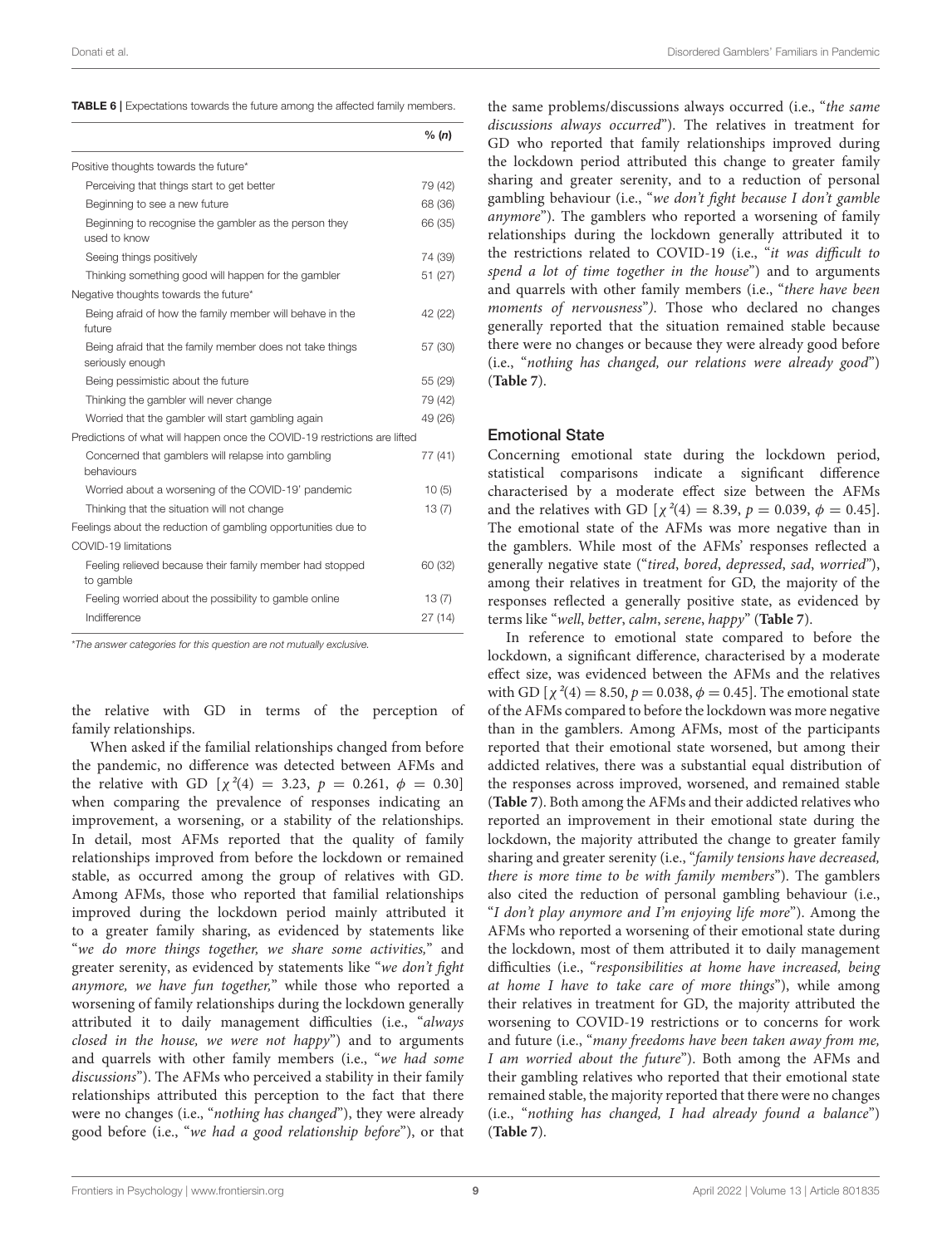**TABLE 6 |** Expectations towards the future among the affected family members.

| | % (*n*) |
|---|---|
| Positive thoughts towards the future* | |
| Perceiving that things start to get better | 79 (42) |
| Beginning to see a new future | 68 (36) |
| Beginning to recognise the gambler as the person they used to know | 66 (35) |
| Seeing things positively | 74 (39) |
| Thinking something good will happen for the gambler | 51 (27) |
| Negative thoughts towards the future* | |
| Being afraid of how the family member will behave in the future | 42 (22) |
| Being afraid that the family member does not take things seriously enough | 57 (30) |
| Being pessimistic about the future | 55 (29) |
| Thinking the gambler will never change | 79 (42) |
| Worried that the gambler will start gambling again | 49 (26) |
| Predictions of what will happen once the COVID-19 restrictions are lifted | |
| Concerned that gamblers will relapse into gambling behaviours | 77 (41) |
| Worried about a worsening of the COVID-19' pandemic | 10 (5) |
| Thinking that the situation will not change | 13 (7) |
| Feelings about the reduction of gambling opportunities due to COVID-19 limitations | |
| Feeling relieved because their family member had stopped to gamble | 60 (32) |
| Feeling worried about the possibility to gamble online | 13 (7) |
| Indifference | 27 (14) |

*The answer categories for this question are not mutually exclusive.

the relative with GD in terms of the perception of family relationships.

When asked if the familial relationships changed from before the pandemic, no difference was detected between AFMs and the relative with GD [$\chi^2(4) = 3.23$, $p = 0.261$, $\phi = 0.30$] when comparing the prevalence of responses indicating an improvement, a worsening, or a stability of the relationships. In detail, most AFMs reported that the quality of family relationships improved from before the lockdown or remained stable, as occurred among the group of relatives with GD. Among AFMs, those who reported that familial relationships improved during the lockdown period mainly attributed it to a greater family sharing, as evidenced by statements like "*we do more things together, we share some activities,*" and greater serenity, as evidenced by statements like "*we don't fight anymore, we have fun together,*" while those who reported a worsening of family relationships during the lockdown generally attributed it to daily management difficulties (i.e., "*always closed in the house, we were not happy*") and to arguments and quarrels with other family members (i.e., "*we had some discussions*"). The AFMs who perceived a stability in their family relationships attributed this perception to the fact that there were no changes (i.e., "*nothing has changed*"), they were already good before (i.e., "*we had a good relationship before*"), or that the same problems/discussions always occurred (i.e., "*the same discussions always occurred*"). The relatives in treatment for GD who reported that family relationships improved during the lockdown period attributed this change to greater family sharing and greater serenity, and to a reduction of personal gambling behaviour (i.e., "*we don't fight because I don't gamble anymore*"). The gamblers who reported a worsening of family relationships during the lockdown generally attributed it to the restrictions related to COVID-19 (i.e., "*it was difficult to spend a lot of time together in the house*") and to arguments and quarrels with other family members (i.e., "*there have been moments of nervousness*"). Those who declared no changes generally reported that the situation remained stable because there were no changes or because they were already good before (i.e., "*nothing has changed, our relations were already good*") (**Table 7**).

## Emotional State

Concerning emotional state during the lockdown period, statistical comparisons indicate a significant difference characterised by a moderate effect size between the AFMs and the relatives with GD [$\chi^2(4) = 8.39$, $p = 0.039$, $\phi = 0.45$]. The emotional state of the AFMs was more negative than in the gamblers. While most of the AFMs' responses reflected a generally negative state ("*tired, bored, depressed, sad, worried*"), among their relatives in treatment for GD, the majority of the responses reflected a generally positive state, as evidenced by terms like "*well, better, calm, serene, happy*" (**Table 7**).

In reference to emotional state compared to before the lockdown, a significant difference, characterised by a moderate effect size, was evidenced between the AFMs and the relatives with GD [$\chi^2(4) = 8.50$, $p = 0.038$, $\phi = 0.45$]. The emotional state of the AFMs compared to before the lockdown was more negative than in the gamblers. Among AFMs, most of the participants reported that their emotional state worsened, but among their addicted relatives, there was a substantial equal distribution of the responses across improved, worsened, and remained stable (**Table 7**). Both among the AFMs and their addicted relatives who reported an improvement in their emotional state during the lockdown, the majority attributed the change to greater family sharing and greater serenity (i.e., "*family tensions have decreased, there is more time to be with family members*"). The gamblers also cited the reduction of personal gambling behaviour (i.e., "*I don't play anymore and I'm enjoying life more*"). Among the AFMs who reported a worsening of their emotional state during the lockdown, most of them attributed it to daily management difficulties (i.e., "*responsibilities at home have increased, being at home I have to take care of more things*"), while among their relatives in treatment for GD, the majority attributed the worsening to COVID-19 restrictions or to concerns for work and future (i.e., "*many freedoms have been taken away from me, I am worried about the future*"). Both among the AFMs and their gambling relatives who reported that their emotional state remained stable, the majority reported that there were no changes (i.e., "*nothing has changed, I had already found a balance*") (**Table 7**).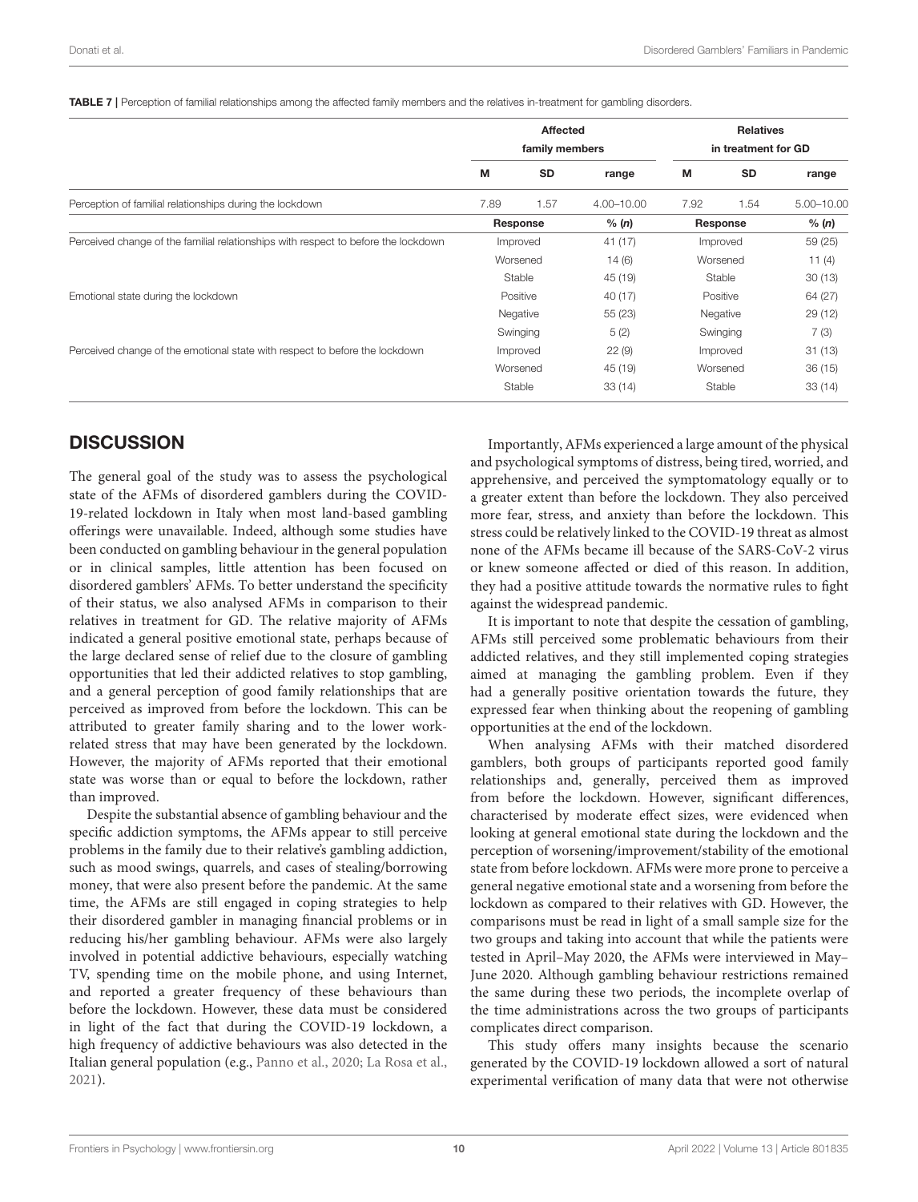**TABLE 7 |** Perception of familial relationships among the affected family members and the relatives in-treatment for gambling disorders.

| | Affected family members | | | Relatives in treatment for GD | | |
|---|---|---|---|---|---|---|
| | **M** | **SD** | **range** | **M** | **SD** | **range** |
| Perception of familial relationships during the lockdown | 7.89 | 1.57 | 4.00–10.00 | 7.92 | 1.54 | 5.00–10.00 |
| | **Response** | | **% (n)** | **Response** | | **% (n)** |
| Perceived change of the familial relationships with respect to before the lockdown | Improved | | 41 (17) | Improved | | 59 (25) |
| | Worsened | | 14 (6) | Worsened | | 11 (4) |
| | Stable | | 45 (19) | Stable | | 30 (13) |
| Emotional state during the lockdown | Positive | | 40 (17) | Positive | | 64 (27) |
| | Negative | | 55 (23) | Negative | | 29 (12) |
| | Swinging | | 5 (2) | Swinging | | 7 (3) |
| Perceived change of the emotional state with respect to before the lockdown | Improved | | 22 (9) | Improved | | 31 (13) |
| | Worsened | | 45 (19) | Worsened | | 36 (15) |
| | Stable | | 33 (14) | Stable | | 33 (14) |

## DISCUSSION

The general goal of the study was to assess the psychological state of the AFMs of disordered gamblers during the COVID-19-related lockdown in Italy when most land-based gambling offerings were unavailable. Indeed, although some studies have been conducted on gambling behaviour in the general population or in clinical samples, little attention has been focused on disordered gamblers' AFMs. To better understand the specificity of their status, we also analysed AFMs in comparison to their relatives in treatment for GD. The relative majority of AFMs indicated a general positive emotional state, perhaps because of the large declared sense of relief due to the closure of gambling opportunities that led their addicted relatives to stop gambling, and a general perception of good family relationships that are perceived as improved from before the lockdown. This can be attributed to greater family sharing and to the lower work-related stress that may have been generated by the lockdown. However, the majority of AFMs reported that their emotional state was worse than or equal to before the lockdown, rather than improved.

Despite the substantial absence of gambling behaviour and the specific addiction symptoms, the AFMs appear to still perceive problems in the family due to their relative's gambling addiction, such as mood swings, quarrels, and cases of stealing/borrowing money, that were also present before the pandemic. At the same time, the AFMs are still engaged in coping strategies to help their disordered gambler in managing financial problems or in reducing his/her gambling behaviour. AFMs were also largely involved in potential addictive behaviours, especially watching TV, spending time on the mobile phone, and using Internet, and reported a greater frequency of these behaviours than before the lockdown. However, these data must be considered in light of the fact that during the COVID-19 lockdown, a high frequency of addictive behaviours was also detected in the Italian general population (e.g., Panno et al., 2020; La Rosa et al., 2021).

Importantly, AFMs experienced a large amount of the physical and psychological symptoms of distress, being tired, worried, and apprehensive, and perceived the symptomatology equally or to a greater extent than before the lockdown. They also perceived more fear, stress, and anxiety than before the lockdown. This stress could be relatively linked to the COVID-19 threat as almost none of the AFMs became ill because of the SARS-CoV-2 virus or knew someone affected or died of this reason. In addition, they had a positive attitude towards the normative rules to fight against the widespread pandemic.

It is important to note that despite the cessation of gambling, AFMs still perceived some problematic behaviours from their addicted relatives, and they still implemented coping strategies aimed at managing the gambling problem. Even if they had a generally positive orientation towards the future, they expressed fear when thinking about the reopening of gambling opportunities at the end of the lockdown.

When analysing AFMs with their matched disordered gamblers, both groups of participants reported good family relationships and, generally, perceived them as improved from before the lockdown. However, significant differences, characterised by moderate effect sizes, were evidenced when looking at general emotional state during the lockdown and the perception of worsening/improvement/stability of the emotional state from before lockdown. AFMs were more prone to perceive a general negative emotional state and a worsening from before the lockdown as compared to their relatives with GD. However, the comparisons must be read in light of a small sample size for the two groups and taking into account that while the patients were tested in April–May 2020, the AFMs were interviewed in May–June 2020. Although gambling behaviour restrictions remained the same during these two periods, the incomplete overlap of the time administrations across the two groups of participants complicates direct comparison.

This study offers many insights because the scenario generated by the COVID-19 lockdown allowed a sort of natural experimental verification of many data that were not otherwise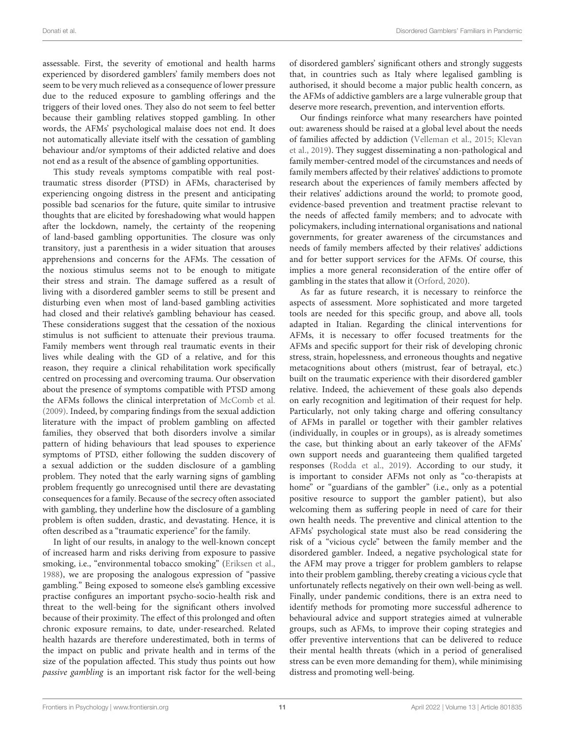assessable. First, the severity of emotional and health harms experienced by disordered gamblers' family members does not seem to be very much relieved as a consequence of lower pressure due to the reduced exposure to gambling offerings and the triggers of their loved ones. They also do not seem to feel better because their gambling relatives stopped gambling. In other words, the AFMs' psychological malaise does not end. It does not automatically alleviate itself with the cessation of gambling behaviour and/or symptoms of their addicted relative and does not end as a result of the absence of gambling opportunities.

This study reveals symptoms compatible with real post-traumatic stress disorder (PTSD) in AFMs, characterised by experiencing ongoing distress in the present and anticipating possible bad scenarios for the future, quite similar to intrusive thoughts that are elicited by foreshadowing what would happen after the lockdown, namely, the certainty of the reopening of land-based gambling opportunities. The closure was only transitory, just a parenthesis in a wider situation that arouses apprehensions and concerns for the AFMs. The cessation of the noxious stimulus seems not to be enough to mitigate their stress and strain. The damage suffered as a result of living with a disordered gambler seems to still be present and disturbing even when most of land-based gambling activities had closed and their relative's gambling behaviour has ceased. These considerations suggest that the cessation of the noxious stimulus is not sufficient to attenuate their previous trauma. Family members went through real traumatic events in their lives while dealing with the GD of a relative, and for this reason, they require a clinical rehabilitation work specifically centred on processing and overcoming trauma. Our observation about the presence of symptoms compatible with PTSD among the AFMs follows the clinical interpretation of McComb et al. (2009). Indeed, by comparing findings from the sexual addiction literature with the impact of problem gambling on affected families, they observed that both disorders involve a similar pattern of hiding behaviours that lead spouses to experience symptoms of PTSD, either following the sudden discovery of a sexual addiction or the sudden disclosure of a gambling problem. They noted that the early warning signs of gambling problem frequently go unrecognised until there are devastating consequences for a family. Because of the secrecy often associated with gambling, they underline how the disclosure of a gambling problem is often sudden, drastic, and devastating. Hence, it is often described as a "traumatic experience" for the family.

In light of our results, in analogy to the well-known concept of increased harm and risks deriving from exposure to passive smoking, i.e., "environmental tobacco smoking" (Eriksen et al., 1988), we are proposing the analogous expression of "passive gambling." Being exposed to someone else's gambling excessive practise configures an important psycho-socio-health risk and threat to the well-being for the significant others involved because of their proximity. The effect of this prolonged and often chronic exposure remains, to date, under-researched. Related health hazards are therefore underestimated, both in terms of the impact on public and private health and in terms of the size of the population affected. This study thus points out how *passive gambling* is an important risk factor for the well-being of disordered gamblers' significant others and strongly suggests that, in countries such as Italy where legalised gambling is authorised, it should become a major public health concern, as the AFMs of addictive gamblers are a large vulnerable group that deserve more research, prevention, and intervention efforts.

Our findings reinforce what many researchers have pointed out: awareness should be raised at a global level about the needs of families affected by addiction (Velleman et al., 2015; Klevan et al., 2019). They suggest disseminating a non-pathological and family member-centred model of the circumstances and needs of family members affected by their relatives' addictions to promote research about the experiences of family members affected by their relatives' addictions around the world; to promote good, evidence-based prevention and treatment practise relevant to the needs of affected family members; and to advocate with policymakers, including international organisations and national governments, for greater awareness of the circumstances and needs of family members affected by their relatives' addictions and for better support services for the AFMs. Of course, this implies a more general reconsideration of the entire offer of gambling in the states that allow it (Orford, 2020).

As far as future research, it is necessary to reinforce the aspects of assessment. More sophisticated and more targeted tools are needed for this specific group, and above all, tools adapted in Italian. Regarding the clinical interventions for AFMs, it is necessary to offer focused treatments for the AFMs and specific support for their risk of developing chronic stress, strain, hopelessness, and erroneous thoughts and negative metacognitions about others (mistrust, fear of betrayal, etc.) built on the traumatic experience with their disordered gambler relative. Indeed, the achievement of these goals also depends on early recognition and legitimation of their request for help. Particularly, not only taking charge and offering consultancy of AFMs in parallel or together with their gambler relatives (individually, in couples or in groups), as is already sometimes the case, but thinking about an early takeover of the AFMs' own support needs and guaranteeing them qualified targeted responses (Rodda et al., 2019). According to our study, it is important to consider AFMs not only as "co-therapists at home" or "guardians of the gambler" (i.e., only as a potential positive resource to support the gambler patient), but also welcoming them as suffering people in need of care for their own health needs. The preventive and clinical attention to the AFMs' psychological state must also be read considering the risk of a "vicious cycle" between the family member and the disordered gambler. Indeed, a negative psychological state for the AFM may prove a trigger for problem gamblers to relapse into their problem gambling, thereby creating a vicious cycle that unfortunately reflects negatively on their own well-being as well. Finally, under pandemic conditions, there is an extra need to identify methods for promoting more successful adherence to behavioural advice and support strategies aimed at vulnerable groups, such as AFMs, to improve their coping strategies and offer preventive interventions that can be delivered to reduce their mental health threats (which in a period of generalised stress can be even more demanding for them), while minimising distress and promoting well-being.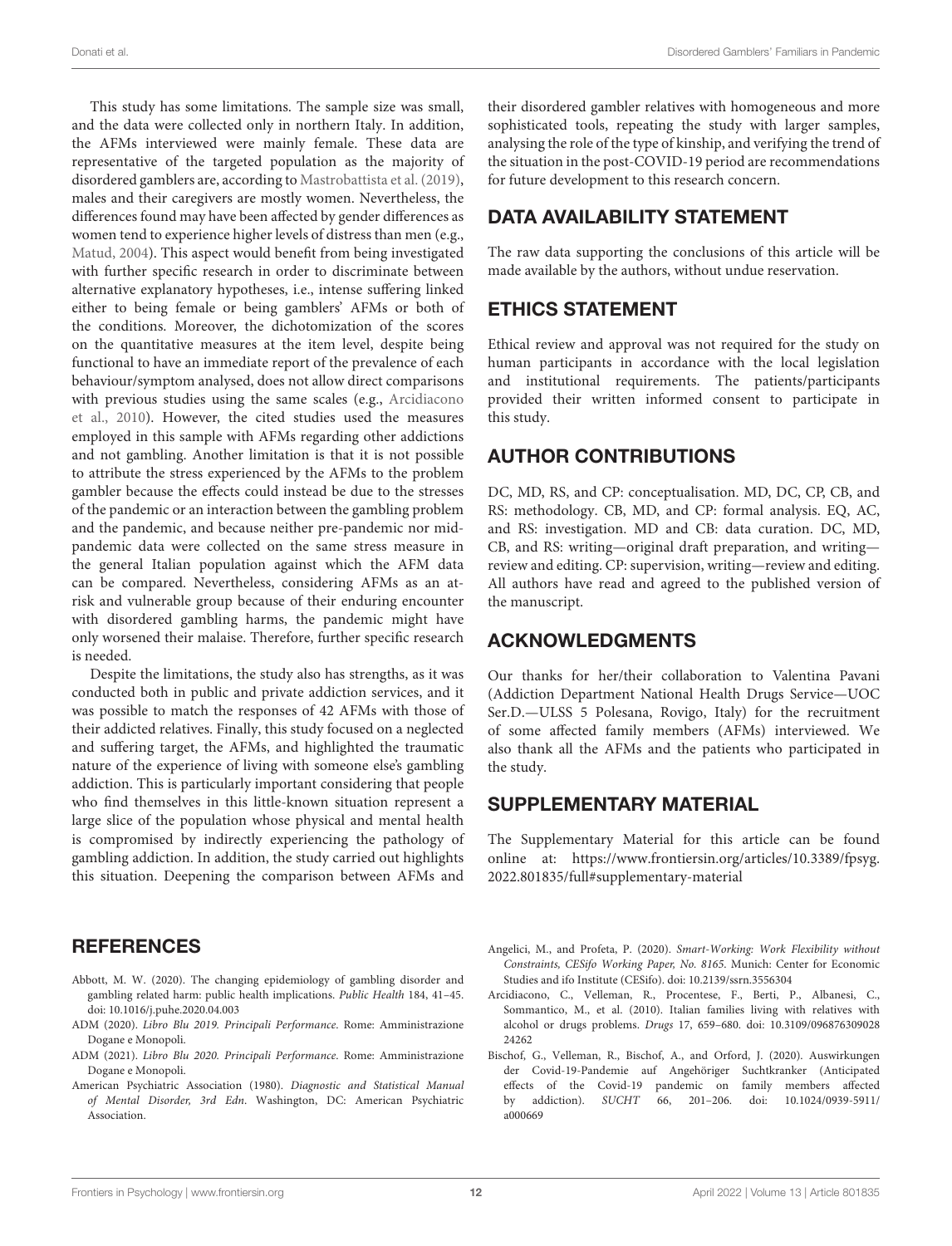This study has some limitations. The sample size was small, and the data were collected only in northern Italy. In addition, the AFMs interviewed were mainly female. These data are representative of the targeted population as the majority of disordered gamblers are, according to Mastrobattista et al. (2019), males and their caregivers are mostly women. Nevertheless, the differences found may have been affected by gender differences as women tend to experience higher levels of distress than men (e.g., Matud, 2004). This aspect would benefit from being investigated with further specific research in order to discriminate between alternative explanatory hypotheses, i.e., intense suffering linked either to being female or being gamblers' AFMs or both of the conditions. Moreover, the dichotomization of the scores on the quantitative measures at the item level, despite being functional to have an immediate report of the prevalence of each behaviour/symptom analysed, does not allow direct comparisons with previous studies using the same scales (e.g., Arcidiacono et al., 2010). However, the cited studies used the measures employed in this sample with AFMs regarding other addictions and not gambling. Another limitation is that it is not possible to attribute the stress experienced by the AFMs to the problem gambler because the effects could instead be due to the stresses of the pandemic or an interaction between the gambling problem and the pandemic, and because neither pre-pandemic nor mid-pandemic data were collected on the same stress measure in the general Italian population against which the AFM data can be compared. Nevertheless, considering AFMs as an at-risk and vulnerable group because of their enduring encounter with disordered gambling harms, the pandemic might have only worsened their malaise. Therefore, further specific research is needed.

Despite the limitations, the study also has strengths, as it was conducted both in public and private addiction services, and it was possible to match the responses of 42 AFMs with those of their addicted relatives. Finally, this study focused on a neglected and suffering target, the AFMs, and highlighted the traumatic nature of the experience of living with someone else's gambling addiction. This is particularly important considering that people who find themselves in this little-known situation represent a large slice of the population whose physical and mental health is compromised by indirectly experiencing the pathology of gambling addiction. In addition, the study carried out highlights this situation. Deepening the comparison between AFMs and their disordered gambler relatives with homogeneous and more sophisticated tools, repeating the study with larger samples, analysing the role of the type of kinship, and verifying the trend of the situation in the post-COVID-19 period are recommendations for future development to this research concern.

## DATA AVAILABILITY STATEMENT

The raw data supporting the conclusions of this article will be made available by the authors, without undue reservation.

## ETHICS STATEMENT

Ethical review and approval was not required for the study on human participants in accordance with the local legislation and institutional requirements. The patients/participants provided their written informed consent to participate in this study.

## AUTHOR CONTRIBUTIONS

DC, MD, RS, and CP: conceptualisation. MD, DC, CP, CB, and RS: methodology. CB, MD, and CP: formal analysis. EQ, AC, and RS: investigation. MD and CB: data curation. DC, MD, CB, and RS: writing—original draft preparation, and writing—review and editing. CP: supervision, writing—review and editing. All authors have read and agreed to the published version of the manuscript.

## ACKNOWLEDGMENTS

Our thanks for her/their collaboration to Valentina Pavani (Addiction Department National Health Drugs Service—UOC Ser.D.—ULSS 5 Polesana, Rovigo, Italy) for the recruitment of some affected family members (AFMs) interviewed. We also thank all the AFMs and the patients who participated in the study.

## SUPPLEMENTARY MATERIAL

The Supplementary Material for this article can be found online at: https://www.frontiersin.org/articles/10.3389/fpsyg.2022.801835/full#supplementary-material

## REFERENCES

Abbott, M. W. (2020). The changing epidemiology of gambling disorder and gambling related harm: public health implications. *Public Health* 184, 41–45. doi: 10.1016/j.puhe.2020.04.003

ADM (2020). *Libro Blu 2019. Principali Performance*. Rome: Amministrazione Dogane e Monopoli.

ADM (2021). *Libro Blu 2020. Principali Performance*. Rome: Amministrazione Dogane e Monopoli.

American Psychiatric Association (1980). *Diagnostic and Statistical Manual of Mental Disorder, 3rd Edn*. Washington, DC: American Psychiatric Association.

Angelici, M., and Profeta, P. (2020). *Smart-Working: Work Flexibility without Constraints, CESifo Working Paper, No. 8165*. Munich: Center for Economic Studies and ifo Institute (CESifo). doi: 10.2139/ssrn.3556304

Arcidiacono, C., Velleman, R., Procentese, F., Berti, P., Albanesi, C., Sommantico, M., et al. (2010). Italian families living with relatives with alcohol or drugs problems. *Drugs* 17, 659–680. doi: 10.3109/09687630902824262

Bischof, G., Velleman, R., Bischof, A., and Orford, J. (2020). Auswirkungen der Covid-19-Pandemie auf Angehöriger Suchtkranker (Anticipated effects of the Covid-19 pandemic on family members affected by addiction). *SUCHT* 66, 201–206. doi: 10.1024/0939-5911/a000669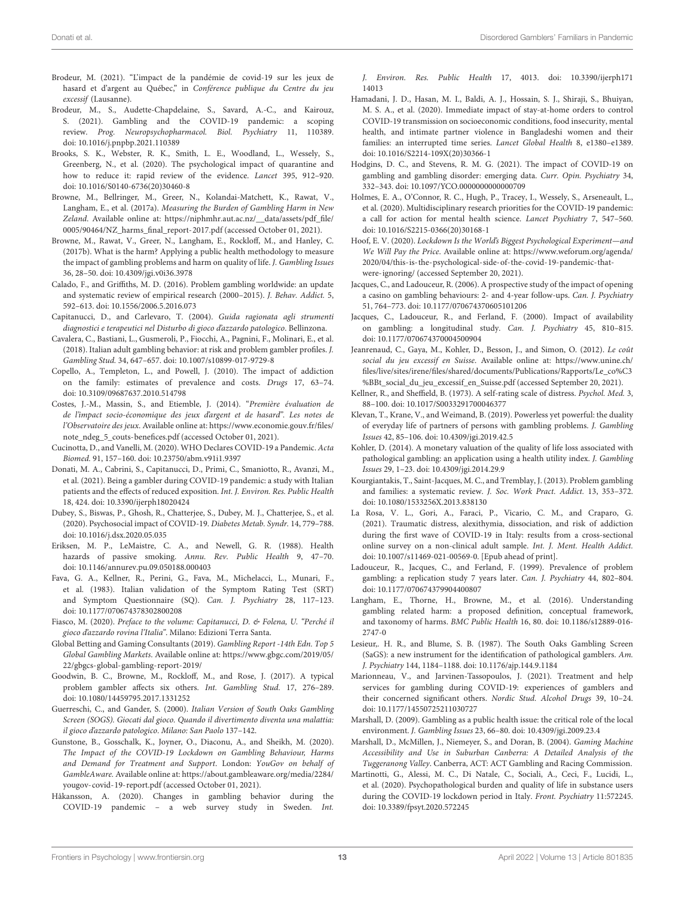Brodeur, M. (2021). "L'impact de la pandémie de covid-19 sur les jeux de hasard et d'argent au Québec," in *Conférence publique du Centre du jeu excessif* (Lausanne).

Brodeur, M., S., Audette-Chapdelaine, S., Savard, A.-C., and Kairouz, S. (2021). Gambling and the COVID-19 pandemic: a scoping review. *Prog. Neuropsychopharmacol. Biol. Psychiatry* 11, 110389. doi: 10.1016/j.pnpbp.2021.110389

Brooks, S. K., Webster, R. K., Smith, L. E., Woodland, L., Wessely, S., Greenberg, N., et al. (2020). The psychological impact of quarantine and how to reduce it: rapid review of the evidence. *Lancet* 395, 912–920. doi: 10.1016/S0140-6736(20)30460-8

Browne, M., Bellringer, M., Greer, N., Kolandai-Matchett, K., Rawat, V., Langham, E., et al. (2017a). *Measuring the Burden of Gambling Harm in New Zealand*. Available online at: https://niphmhr.aut.ac.nz/__data/assets/pdf_file/0005/90464/NZ_harms_final_report-2017.pdf (accessed October 01, 2021).

Browne, M., Rawat, V., Greer, N., Langham, E., Rockloff, M., and Hanley, C. (2017b). What is the harm? Applying a public health methodology to measure the impact of gambling problems and harm on quality of life. *J. Gambling Issues* 36, 28–50. doi: 10.4309/jgi.v0i36.3978

Calado, F., and Griffiths, M. D. (2016). Problem gambling worldwide: an update and systematic review of empirical research (2000–2015). *J. Behav. Addict.* 5, 592–613. doi: 10.1556/2006.5.2016.073

Capitanucci, D., and Carlevaro, T. (2004). *Guida ragionata agli strumenti diagnostici e terapeutici nel Disturbo di gioco d'azzardo patologico*. Bellinzona.

Cavalera, C., Bastiani, L., Gusmeroli, P., Fiocchi, A., Pagnini, F., Molinari, E., et al. (2018). Italian adult gambling behavior: at risk and problem gambler profiles. *J. Gambling Stud.* 34, 647–657. doi: 10.1007/s10899-017-9729-8

Copello, A., Templeton, L., and Powell, J. (2010). The impact of addiction on the family: estimates of prevalence and costs. *Drugs* 17, 63–74. doi: 10.3109/09687637.2010.514798

Costes, J.-M., Massin, S., and Etiemble, J. (2014). "*Première évaluation de de l'impact socio-économique des jeux d'argent et de hasard*". *Les notes de l'Observatoire des jeux*. Available online at: https://www.economie.gouv.fr/files/note_ndeg_5_couts-benefices.pdf (accessed October 01, 2021).

Cucinotta, D., and Vanelli, M. (2020). WHO Declares COVID-19 a Pandemic. *Acta Biomed.* 91, 157–160. doi: 10.23750/abm.v91i1.9397

Donati, M. A., Cabrini, S., Capitanucci, D., Primi, C., Smaniotto, R., Avanzi, M., et al. (2021). Being a gambler during COVID-19 pandemic: a study with Italian patients and the effects of reduced exposition. *Int. J. Environ. Res. Public Health* 18, 424. doi: 10.3390/ijerph18020424

Dubey, S., Biswas, P., Ghosh, R., Chatterjee, S., Dubey, M. J., Chatterjee, S., et al. (2020). Psychosocial impact of COVID-19. *Diabetes Metab. Syndr.* 14, 779–788. doi: 10.1016/j.dsx.2020.05.035

Eriksen, M. P., LeMaistre, C. A., and Newell, G. R. (1988). Health hazards of passive smoking. *Annu. Rev. Public Health* 9, 47–70. doi: 10.1146/annurev.pu.09.050188.000403

Fava, G. A., Kellner, R., Perini, G., Fava, M., Michelacci, L., Munari, F., et al. (1983). Italian validation of the Symptom Rating Test (SRT) and Symptom Questionnaire (SQ). *Can. J. Psychiatry* 28, 117–123. doi: 10.1177/070674378302800208

Fiasco, M. (2020). *Preface to the volume: Capitanucci, D. & Folena, U. "Perché il gioco d'azzardo rovina l'Italia"*. Milano: Edizioni Terra Santa.

Global Betting and Gaming Consultants (2019). *Gambling Report -14th Edn. Top 5 Global Gambling Markets*. Available online at: https://www.gbgc.com/2019/05/22/gbgcs-global-gambling-report-2019/

Goodwin, B. C., Browne, M., Rockloff, M., and Rose, J. (2017). A typical problem gambler affects six others. *Int. Gambling Stud.* 17, 276–289. doi: 10.1080/14459795.2017.1331252

Guerreschi, C., and Gander, S. (2000). *Italian Version of South Oaks Gambling Screen (SOGS). Giocati dal gioco. Quando il divertimento diventa una malattia: il gioco d'azzardo patologico. Milano: San Paolo* 137–142.

Gunstone, B., Gosschalk, K., Joyner, O., Diaconu, A., and Sheikh, M. (2020). *The Impact of the COVID-19 Lockdown on Gambling Behaviour, Harms and Demand for Treatment and Support*. London: *YouGov on behalf of GambleAware*. Available online at: https://about.gambleaware.org/media/2284/yougov-covid-19-report.pdf (accessed October 01, 2021).

Håkansson, A. (2020). Changes in gambling behavior during the COVID-19 pandemic – a web survey study in Sweden. *Int. J. Environ. Res. Public Health* 17, 4013. doi: 10.3390/ijerph17114013

Hamadani, J. D., Hasan, M. I., Baldi, A. J., Hossain, S. J., Shiraji, S., Bhuiyan, M. S. A., et al. (2020). Immediate impact of stay-at-home orders to control COVID-19 transmission on socioeconomic conditions, food insecurity, mental health, and intimate partner violence in Bangladeshi women and their families: an interrupted time series. *Lancet Global Health* 8, e1380–e1389. doi: 10.1016/S2214-109X(20)30366-1

Hodgins, D. C., and Stevens, R. M. G. (2021). The impact of COVID-19 on gambling and gambling disorder: emerging data. *Curr. Opin. Psychiatry* 34, 332–343. doi: 10.1097/YCO.0000000000000709

Holmes, E. A., O'Connor, R. C., Hugh, P., Tracey, I., Wessely, S., Arseneault, L., et al. (2020). Multidisciplinary research priorities for the COVID-19 pandemic: a call for action for mental health science. *Lancet Psychiatry* 7, 547–560. doi: 10.1016/S2215-0366(20)30168-1

Hoof, E. V. (2020). *Lockdown Is the World's Biggest Psychological Experiment—and We Will Pay the Price*. Available online at: https://www.weforum.org/agenda/2020/04/this-is-the-psychological-side-of-the-covid-19-pandemic-that-were-ignoring/ (accessed September 20, 2021).

Jacques, C., and Ladouceur, R. (2006). A prospective study of the impact of opening a casino on gambling behaviours: 2- and 4-year follow-ups. *Can. J. Psychiatry* 51, 764–773. doi: 10.1177/070674370605101206

Jacques, C., Ladouceur, R., and Ferland, F. (2000). Impact of availability on gambling: a longitudinal study. *Can. J. Psychiatry* 45, 810–815. doi: 10.1177/070674370004500904

Jeanrenaud, C., Gaya, M., Kohler, D., Besson, J., and Simon, O. (2012). *Le coût social du jeu excessif en Suisse*. Available online at: https://www.unine.ch/files/live/sites/irene/files/shared/documents/Publications/Rapports/Le_co%C3%BBt_social_du_jeu_excessif_en_Suisse.pdf (accessed September 20, 2021).

Kellner, R., and Sheffield, B. (1973). A self-rating scale of distress. *Psychol. Med.* 3, 88–100. doi: 10.1017/S0033291700046377

Klevan, T., Krane, V., and Weimand, B. (2019). Powerless yet powerful: the duality of everyday life of partners of persons with gambling problems. *J. Gambling Issues* 42, 85–106. doi: 10.4309/jgi.2019.42.5

Kohler, D. (2014). A monetary valuation of the quality of life loss associated with pathological gambling: an application using a health utility index. *J. Gambling Issues* 29, 1–23. doi: 10.4309/jgi.2014.29.9

Kourgiantakis, T., Saint-Jacques, M. C., and Tremblay, J. (2013). Problem gambling and families: a systematic review. *J. Soc. Work Pract. Addict.* 13, 353–372. doi: 10.1080/1533256X.2013.838130

La Rosa, V. L., Gori, A., Faraci, P., Vicario, C. M., and Craparo, G. (2021). Traumatic distress, alexithymia, dissociation, and risk of addiction during the first wave of COVID-19 in Italy: results from a cross-sectional online survey on a non-clinical adult sample. *Int. J. Ment. Health Addict.* doi: 10.1007/s11469-021-00569-0. [Epub ahead of print].

Ladouceur, R., Jacques, C., and Ferland, F. (1999). Prevalence of problem gambling: a replication study 7 years later. *Can. J. Psychiatry* 44, 802–804. doi: 10.1177/070674379904400807

Langham, E., Thorne, H., Browne, M., et al. (2016). Understanding gambling related harm: a proposed definition, conceptual framework, and taxonomy of harms. *BMC Public Health* 16, 80. doi: 10.1186/s12889-016-2747-0

Lesieur,. H. R., and Blume, S. B. (1987). The South Oaks Gambling Screen (SaGS): a new instrument for the identification of pathological gamblers. *Am. J. Psychiatry* 144, 1184–1188. doi: 10.1176/ajp.144.9.1184

Marionneau, V., and Jarvinen-Tassopoulos, J. (2021). Treatment and help services for gambling during COVID-19: experiences of gamblers and their concerned significant others. *Nordic Stud. Alcohol Drugs* 39, 10–24. doi: 10.1177/14550725211030727

Marshall, D. (2009). Gambling as a public health issue: the critical role of the local environment. *J. Gambling Issues* 23, 66–80. doi: 10.4309/jgi.2009.23.4

Marshall, D., McMillen, J., Niemeyer, S., and Doran, B. (2004). *Gaming Machine Accessibility and Use in Suburban Canberra: A Detailed Analysis of the Tuggeranong Valley*. Canberra, ACT: ACT Gambling and Racing Commission.

Martinotti, G., Alessi, M. C., Di Natale, C., Sociali, A., Ceci, F., Lucidi, L., et al. (2020). Psychopathological burden and quality of life in substance users during the COVID-19 lockdown period in Italy. *Front. Psychiatry* 11:572245. doi: 10.3389/fpsyt.2020.572245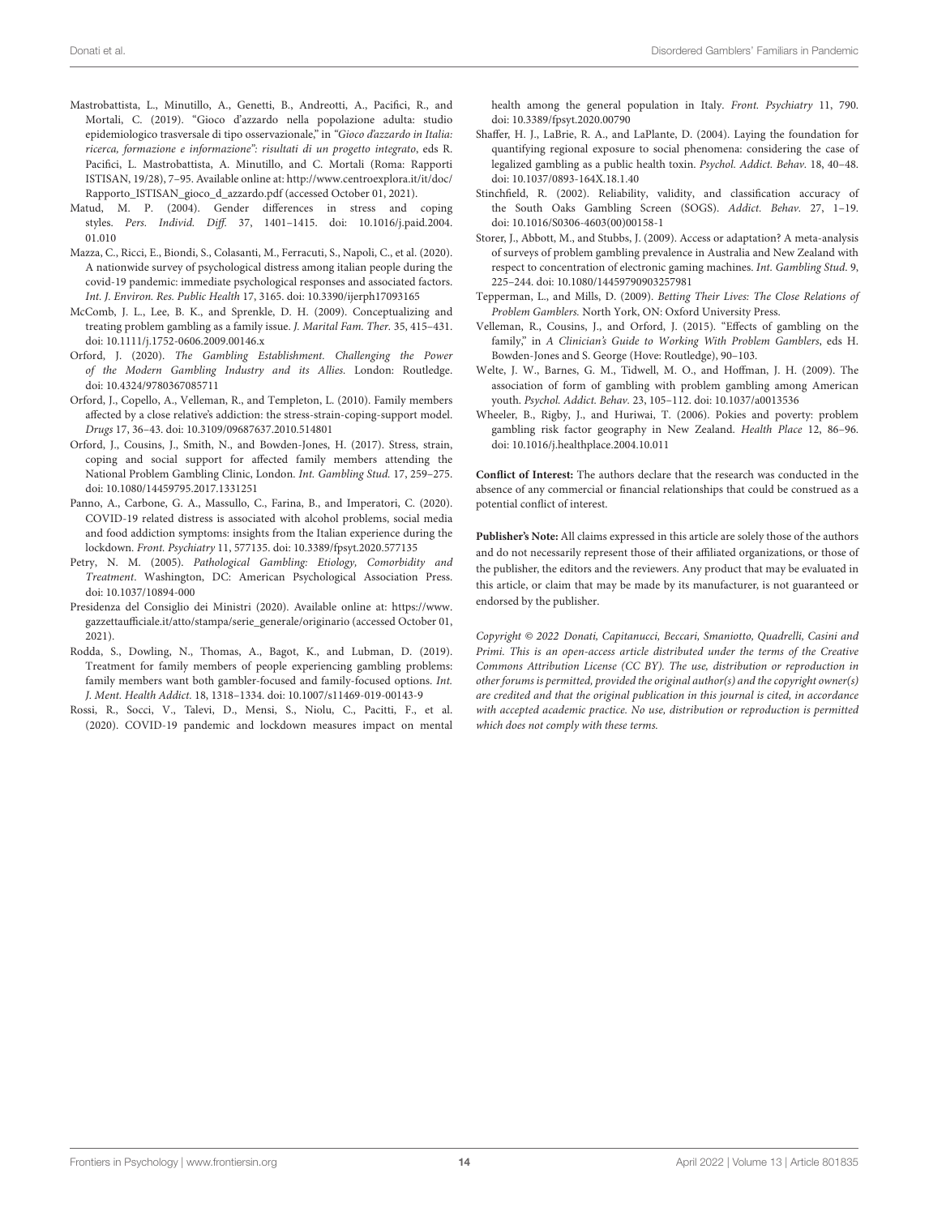Mastrobattista, L., Minutillo, A., Genetti, B., Andreotti, A., Pacifici, R., and Mortali, C. (2019). "Gioco d'azzardo nella popolazione adulta: studio epidemiologico trasversale di tipo osservazionale," in *"Gioco d'azzardo in Italia: ricerca, formazione e informazione": risultati di un progetto integrato*, eds R. Pacifici, L. Mastrobattista, A. Minutillo, and C. Mortali (Roma: Rapporti ISTISAN, 19/28), 7–95. Available online at: http://www.centroexplora.it/it/doc/Rapporto_ISTISAN_gioco_d_azzardo.pdf (accessed October 01, 2021).

Matud, M. P. (2004). Gender differences in stress and coping styles. *Pers. Individ. Diff.* 37, 1401–1415. doi: 10.1016/j.paid.2004.01.010

Mazza, C., Ricci, E., Biondi, S., Colasanti, M., Ferracuti, S., Napoli, C., et al. (2020). A nationwide survey of psychological distress among italian people during the covid-19 pandemic: immediate psychological responses and associated factors. *Int. J. Environ. Res. Public Health* 17, 3165. doi: 10.3390/ijerph17093165

McComb, J. L., Lee, B. K., and Sprenkle, D. H. (2009). Conceptualizing and treating problem gambling as a family issue. *J. Marital Fam. Ther.* 35, 415–431. doi: 10.1111/j.1752-0606.2009.00146.x

Orford, J. (2020). *The Gambling Establishment. Challenging the Power of the Modern Gambling Industry and its Allies*. London: Routledge. doi: 10.4324/9780367085711

Orford, J., Copello, A., Velleman, R., and Templeton, L. (2010). Family members affected by a close relative's addiction: the stress-strain-coping-support model. *Drugs* 17, 36–43. doi: 10.3109/09687637.2010.514801

Orford, J., Cousins, J., Smith, N., and Bowden-Jones, H. (2017). Stress, strain, coping and social support for affected family members attending the National Problem Gambling Clinic, London. *Int. Gambling Stud.* 17, 259–275. doi: 10.1080/14459795.2017.1331251

Panno, A., Carbone, G. A., Massullo, C., Farina, B., and Imperatori, C. (2020). COVID-19 related distress is associated with alcohol problems, social media and food addiction symptoms: insights from the Italian experience during the lockdown. *Front. Psychiatry* 11, 577135. doi: 10.3389/fpsyt.2020.577135

Petry, N. M. (2005). *Pathological Gambling: Etiology, Comorbidity and Treatment*. Washington, DC: American Psychological Association Press. doi: 10.1037/10894-000

Presidenza del Consiglio dei Ministri (2020). Available online at: https://www.gazzettaufficiale.it/atto/stampa/serie_generale/originario (accessed October 01, 2021).

Rodda, S., Dowling, N., Thomas, A., Bagot, K., and Lubman, D. (2019). Treatment for family members of people experiencing gambling problems: family members want both gambler-focused and family-focused options. *Int. J. Ment. Health Addict.* 18, 1318–1334. doi: 10.1007/s11469-019-00143-9

Rossi, R., Socci, V., Talevi, D., Mensi, S., Niolu, C., Pacitti, F., et al. (2020). COVID-19 pandemic and lockdown measures impact on mental health among the general population in Italy. *Front. Psychiatry* 11, 790. doi: 10.3389/fpsyt.2020.00790

Shaffer, H. J., LaBrie, R. A., and LaPlante, D. (2004). Laying the foundation for quantifying regional exposure to social phenomena: considering the case of legalized gambling as a public health toxin. *Psychol. Addict. Behav.* 18, 40–48. doi: 10.1037/0893-164X.18.1.40

Stinchfield, R. (2002). Reliability, validity, and classification accuracy of the South Oaks Gambling Screen (SOGS). *Addict. Behav.* 27, 1–19. doi: 10.1016/S0306-4603(00)00158-1

Storer, J., Abbott, M., and Stubbs, J. (2009). Access or adaptation? A meta-analysis of surveys of problem gambling prevalence in Australia and New Zealand with respect to concentration of electronic gaming machines. *Int. Gambling Stud*. 9, 225–244. doi: 10.1080/14459790903257981

Tepperman, L., and Mills, D. (2009). *Betting Their Lives: The Close Relations of Problem Gamblers.* North York, ON: Oxford University Press.

Velleman, R., Cousins, J., and Orford, J. (2015). "Effects of gambling on the family," in *A Clinician's Guide to Working With Problem Gamblers*, eds H. Bowden-Jones and S. George (Hove: Routledge), 90–103.

Welte, J. W., Barnes, G. M., Tidwell, M. O., and Hoffman, J. H. (2009). The association of form of gambling with problem gambling among American youth. *Psychol. Addict. Behav.* 23, 105–112. doi: 10.1037/a0013536

Wheeler, B., Rigby, J., and Huriwai, T. (2006). Pokies and poverty: problem gambling risk factor geography in New Zealand. *Health Place* 12, 86–96. doi: 10.1016/j.healthplace.2004.10.011

**Conflict of Interest:** The authors declare that the research was conducted in the absence of any commercial or financial relationships that could be construed as a potential conflict of interest.

**Publisher's Note:** All claims expressed in this article are solely those of the authors and do not necessarily represent those of their affiliated organizations, or those of the publisher, the editors and the reviewers. Any product that may be evaluated in this article, or claim that may be made by its manufacturer, is not guaranteed or endorsed by the publisher.

*Copyright © 2022 Donati, Capitanucci, Beccari, Smaniotto, Quadrelli, Casini and Primi. This is an open-access article distributed under the terms of the Creative Commons Attribution License (CC BY). The use, distribution or reproduction in other forums is permitted, provided the original author(s) and the copyright owner(s) are credited and that the original publication in this journal is cited, in accordance with accepted academic practice. No use, distribution or reproduction is permitted which does not comply with these terms.*